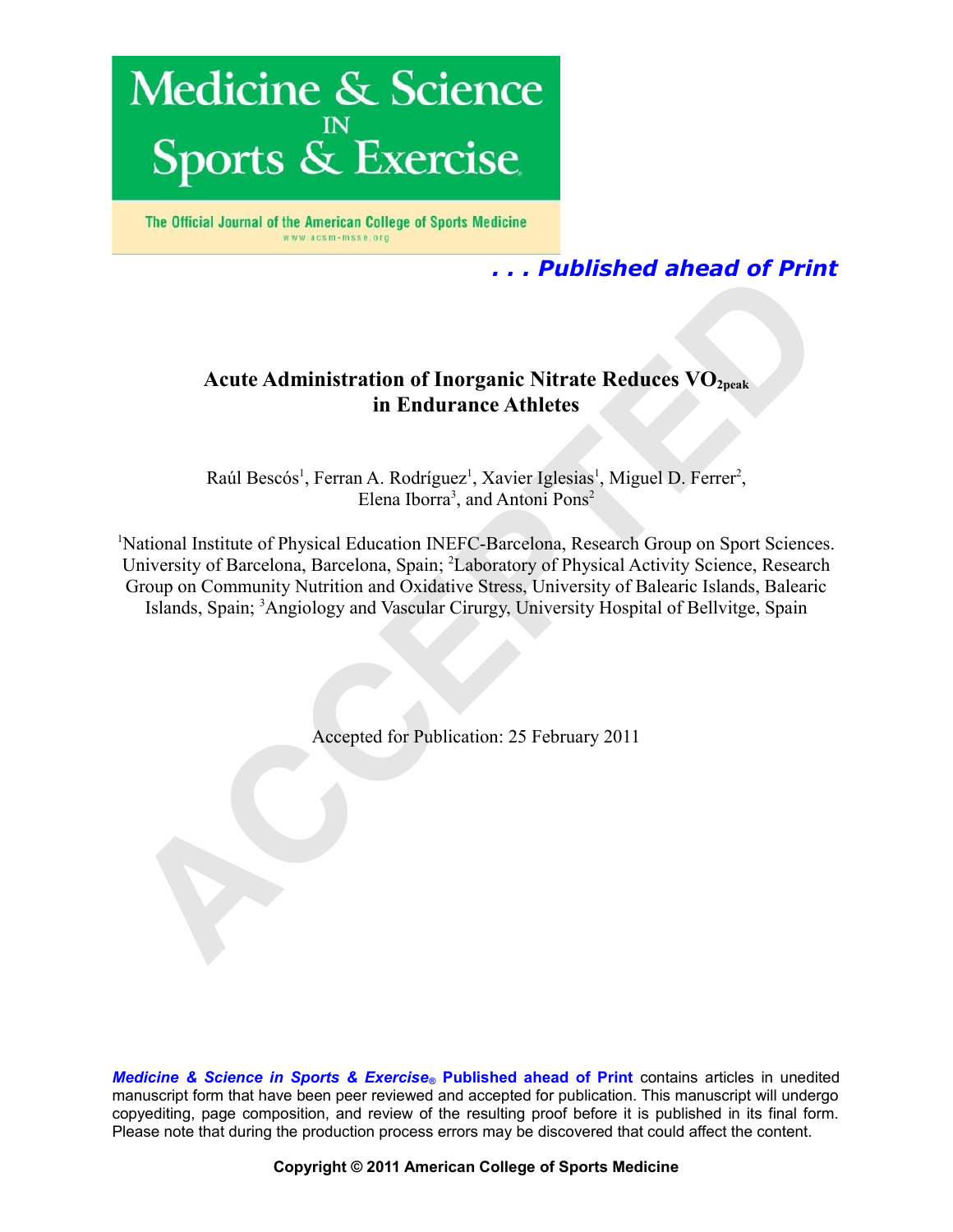Medicine & Science in Sports & Exercise

The Official Journal of the American College of Sports Medicine

www.acsm-msse.org

*. . . Published ahead of Print*

# Acute Administration of Inorganic Nitrate Reduces $VO_{2peak}$ in Endurance Athletes

Raúl Bescós[1], Ferran A. Rodríguez[1], Xavier Iglesias[1], Miguel D. Ferrer[2], Elena Iborra[3], and Antoni Pons[2]

[1]National Institute of Physical Education INEFC-Barcelona, Research Group on Sport Sciences. University of Barcelona, Barcelona, Spain; [2]Laboratory of Physical Activity Science, Research Group on Community Nutrition and Oxidative Stress, University of Balearic Islands, Balearic Islands, Spain; [3]Angiology and Vascular Cirurgy, University Hospital of Bellvitge, Spain

Accepted for Publication: 25 February 2011

***Medicine & Science in Sports & Exercise® Published ahead of Print*** contains articles in unedited manuscript form that have been peer reviewed and accepted for publication. This manuscript will undergo copyediting, page composition, and review of the resulting proof before it is published in its final form. Please note that during the production process errors may be discovered that could affect the content.

**Copyright © 2011 American College of Sports Medicine**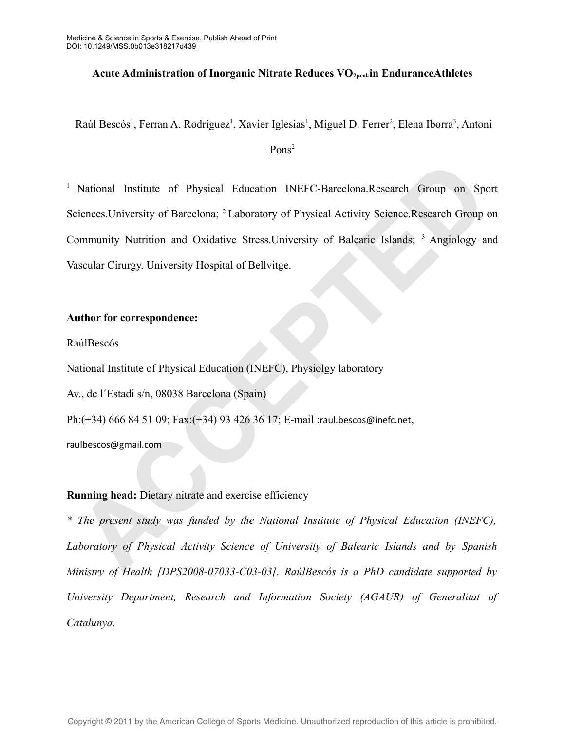# Acute Administration of Inorganic Nitrate Reduces $VO_{2peak}$ in Endurance Athletes

Raúl Bescós[1], Ferran A. Rodríguez[1], Xavier Iglesias[1], Miguel D. Ferrer[2], Elena Iborra[3], Antoni Pons[2]

[1] National Institute of Physical Education INEFC-Barcelona.Research Group on Sport Sciences.University of Barcelona; [2] Laboratory of Physical Activity Science.Research Group on Community Nutrition and Oxidative Stress.University of Balearic Islands; [3] Angiology and Vascular Cirurgy. University Hospital of Bellvitge.

**Author for correspondence:**

RaúlBescós

National Institute of Physical Education (INEFC), Physiolgy laboratory

Av., de l´Estadi s/n, 08038 Barcelona (Spain)

Ph:(+34) 666 84 51 09; Fax:(+34) 93 426 36 17; E-mail :raul.bescos@inefc.net, raulbescos@gmail.com

**Running head:** Dietary nitrate and exercise efficiency

*\* The present study was funded by the National Institute of Physical Education (INEFC), Laboratory of Physical Activity Science of University of Balearic Islands and by Spanish Ministry of Health [DPS2008-07033-C03-03]. RaúlBescós is a PhD candidate supported by University Department, Research and Information Society (AGAUR) of Generalitat of Catalunya.*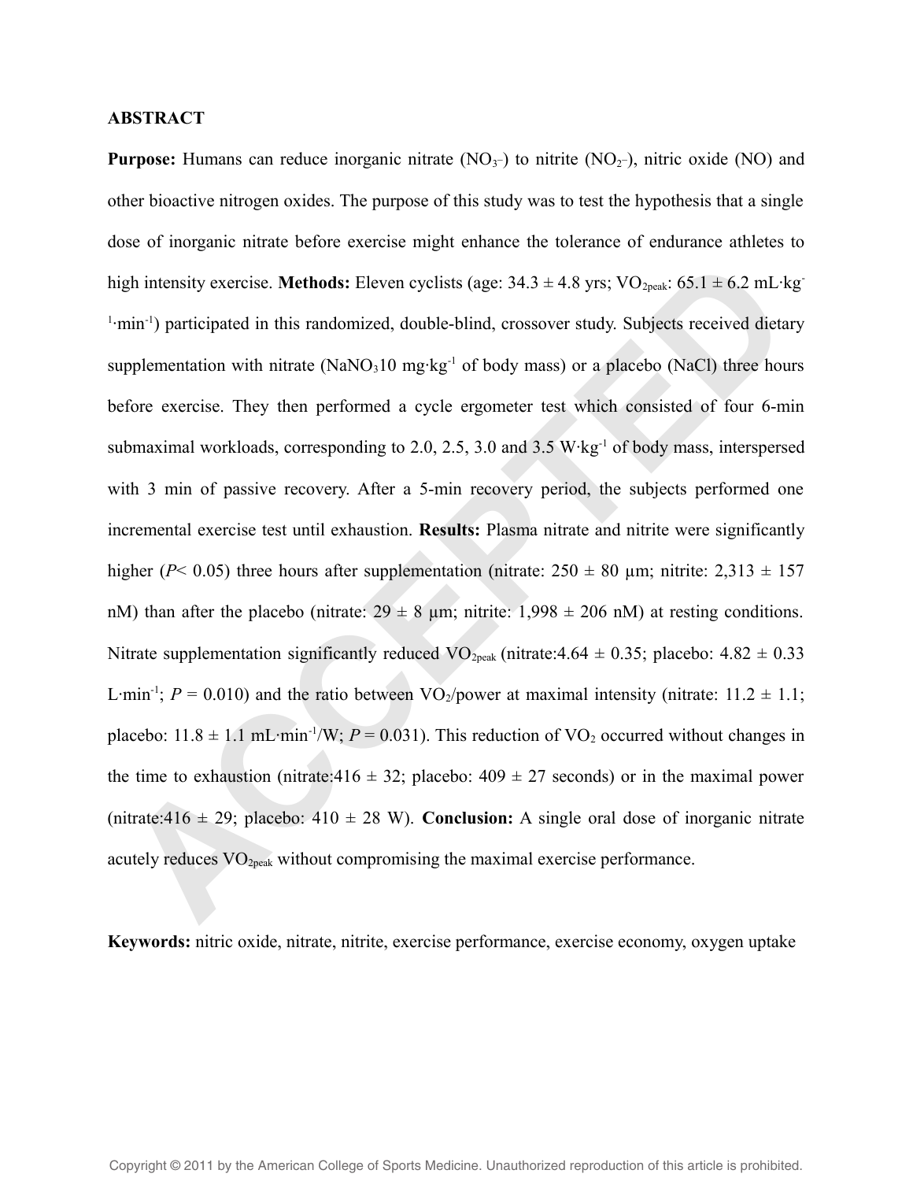**ABSTRACT**

**Purpose:** Humans can reduce inorganic nitrate ($NO_3^-$) to nitrite ($NO_2^-$), nitric oxide (NO) and other bioactive nitrogen oxides. The purpose of this study was to test the hypothesis that a single dose of inorganic nitrate before exercise might enhance the tolerance of endurance athletes to high intensity exercise. **Methods:** Eleven cyclists (age: 34.3 ± 4.8 yrs; $VO_{2peak}$: 65.1 ± 6.2 mL·kg$^{-1}$·min$^{-1}$) participated in this randomized, double-blind, crossover study. Subjects received dietary supplementation with nitrate ($NaNO_3$10 mg·kg$^{-1}$ of body mass) or a placebo (NaCl) three hours before exercise. They then performed a cycle ergometer test which consisted of four 6-min submaximal workloads, corresponding to 2.0, 2.5, 3.0 and 3.5 W·kg$^{-1}$ of body mass, interspersed with 3 min of passive recovery. After a 5-min recovery period, the subjects performed one incremental exercise test until exhaustion. **Results:** Plasma nitrate and nitrite were significantly higher (*P*< 0.05) three hours after supplementation (nitrate: 250 ± 80 µm; nitrite: 2,313 ± 157 nM) than after the placebo (nitrate: 29 ± 8 µm; nitrite: 1,998 ± 206 nM) at resting conditions. Nitrate supplementation significantly reduced $VO_{2peak}$ (nitrate:4.64 ± 0.35; placebo: 4.82 ± 0.33 L·min$^{-1}$; *P* = 0.010) and the ratio between $VO_2$/power at maximal intensity (nitrate: 11.2 ± 1.1; placebo: 11.8 ± 1.1 mL·min$^{-1}$/W; *P* = 0.031). This reduction of $VO_2$ occurred without changes in the time to exhaustion (nitrate:416 ± 32; placebo: 409 ± 27 seconds) or in the maximal power (nitrate:416 ± 29; placebo: 410 ± 28 W). **Conclusion:** A single oral dose of inorganic nitrate acutely reduces $VO_{2peak}$ without compromising the maximal exercise performance.

**Keywords:** nitric oxide, nitrate, nitrite, exercise performance, exercise economy, oxygen uptake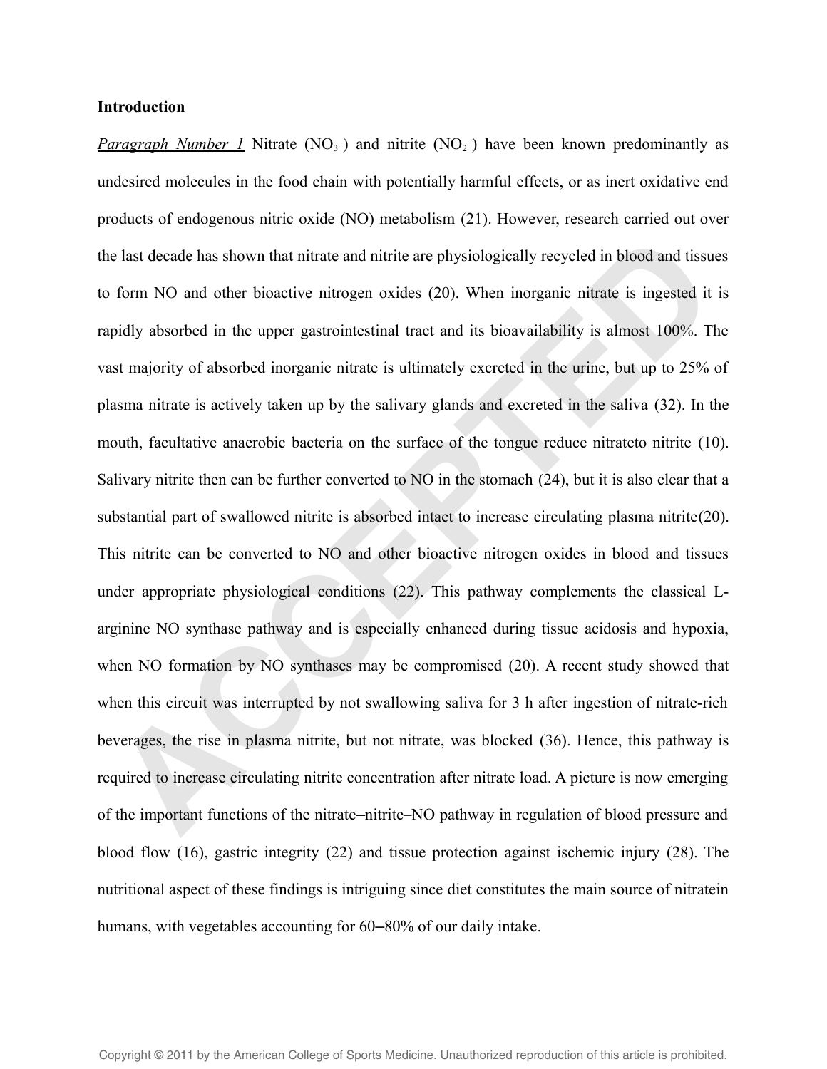## Introduction

*Paragraph Number 1* Nitrate ($NO_3^-$) and nitrite ($NO_2^-$) have been known predominantly as undesired molecules in the food chain with potentially harmful effects, or as inert oxidative end products of endogenous nitric oxide (NO) metabolism (21). However, research carried out over the last decade has shown that nitrate and nitrite are physiologically recycled in blood and tissues to form NO and other bioactive nitrogen oxides (20). When inorganic nitrate is ingested it is rapidly absorbed in the upper gastrointestinal tract and its bioavailability is almost 100%. The vast majority of absorbed inorganic nitrate is ultimately excreted in the urine, but up to 25% of plasma nitrate is actively taken up by the salivary glands and excreted in the saliva (32). In the mouth, facultative anaerobic bacteria on the surface of the tongue reduce nitrateto nitrite (10). Salivary nitrite then can be further converted to NO in the stomach (24), but it is also clear that a substantial part of swallowed nitrite is absorbed intact to increase circulating plasma nitrite(20). This nitrite can be converted to NO and other bioactive nitrogen oxides in blood and tissues under appropriate physiological conditions (22). This pathway complements the classical L-arginine NO synthase pathway and is especially enhanced during tissue acidosis and hypoxia, when NO formation by NO synthases may be compromised (20). A recent study showed that when this circuit was interrupted by not swallowing saliva for 3 h after ingestion of nitrate-rich beverages, the rise in plasma nitrite, but not nitrate, was blocked (36). Hence, this pathway is required to increase circulating nitrite concentration after nitrate load. A picture is now emerging of the important functions of the nitrate–nitrite–NO pathway in regulation of blood pressure and blood flow (16), gastric integrity (22) and tissue protection against ischemic injury (28). The nutritional aspect of these findings is intriguing since diet constitutes the main source of nitratein humans, with vegetables accounting for 60–80% of our daily intake.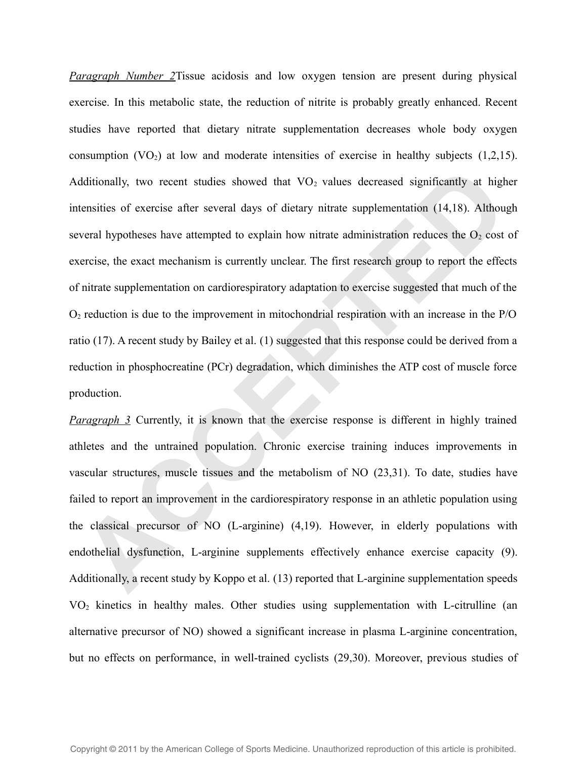*Paragraph Number 2*Tissue acidosis and low oxygen tension are present during physical exercise. In this metabolic state, the reduction of nitrite is probably greatly enhanced. Recent studies have reported that dietary nitrate supplementation decreases whole body oxygen consumption ($VO_2$) at low and moderate intensities of exercise in healthy subjects (1,2,15). Additionally, two recent studies showed that $VO_2$ values decreased significantly at higher intensities of exercise after several days of dietary nitrate supplementation (14,18). Although several hypotheses have attempted to explain how nitrate administration reduces the $O_2$ cost of exercise, the exact mechanism is currently unclear. The first research group to report the effects of nitrate supplementation on cardiorespiratory adaptation to exercise suggested that much of the $O_2$ reduction is due to the improvement in mitochondrial respiration with an increase in the P/O ratio (17). A recent study by Bailey et al. (1) suggested that this response could be derived from a reduction in phosphocreatine (PCr) degradation, which diminishes the ATP cost of muscle force production.

*Paragraph 3* Currently, it is known that the exercise response is different in highly trained athletes and the untrained population. Chronic exercise training induces improvements in vascular structures, muscle tissues and the metabolism of NO (23,31). To date, studies have failed to report an improvement in the cardiorespiratory response in an athletic population using the classical precursor of NO (L-arginine) (4,19). However, in elderly populations with endothelial dysfunction, L-arginine supplements effectively enhance exercise capacity (9). Additionally, a recent study by Koppo et al. (13) reported that L-arginine supplementation speeds $VO_2$ kinetics in healthy males. Other studies using supplementation with L-citrulline (an alternative precursor of NO) showed a significant increase in plasma L-arginine concentration, but no effects on performance, in well-trained cyclists (29,30). Moreover, previous studies of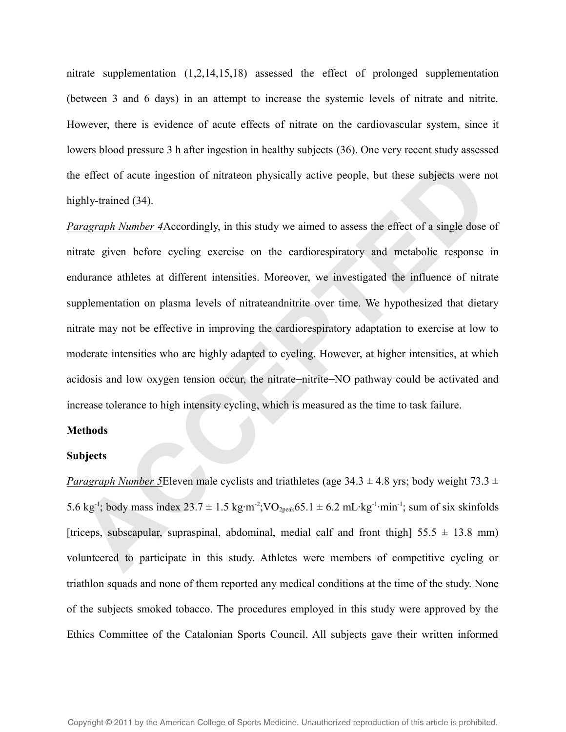nitrate supplementation (1,2,14,15,18) assessed the effect of prolonged supplementation (between 3 and 6 days) in an attempt to increase the systemic levels of nitrate and nitrite. However, there is evidence of acute effects of nitrate on the cardiovascular system, since it lowers blood pressure 3 h after ingestion in healthy subjects (36). One very recent study assessed the effect of acute ingestion of nitrateon physically active people, but these subjects were not highly-trained (34).

*Paragraph Number 4*Accordingly, in this study we aimed to assess the effect of a single dose of nitrate given before cycling exercise on the cardiorespiratory and metabolic response in endurance athletes at different intensities. Moreover, we investigated the influence of nitrate supplementation on plasma levels of nitrateandnitrite over time. We hypothesized that dietary nitrate may not be effective in improving the cardiorespiratory adaptation to exercise at low to moderate intensities who are highly adapted to cycling. However, at higher intensities, at which acidosis and low oxygen tension occur, the nitrate–nitrite–NO pathway could be activated and increase tolerance to high intensity cycling, which is measured as the time to task failure.

**Methods**

**Subjects**

*Paragraph Number 5*Eleven male cyclists and triathletes (age 34.3 ± 4.8 yrs; body weight 73.3 ± 5.6 $kg^{-1}$; body mass index 23.7 ± 1.5 $kg{\cdot}m^{-2}$;$VO_{2peak}$65.1 ± 6.2 $mL{\cdot}kg^{-1}{\cdot}min^{-1}$; sum of six skinfolds [triceps, subscapular, supraspinal, abdominal, medial calf and front thigh] 55.5 ± 13.8 mm) volunteered to participate in this study. Athletes were members of competitive cycling or triathlon squads and none of them reported any medical conditions at the time of the study. None of the subjects smoked tobacco. The procedures employed in this study were approved by the Ethics Committee of the Catalonian Sports Council. All subjects gave their written informed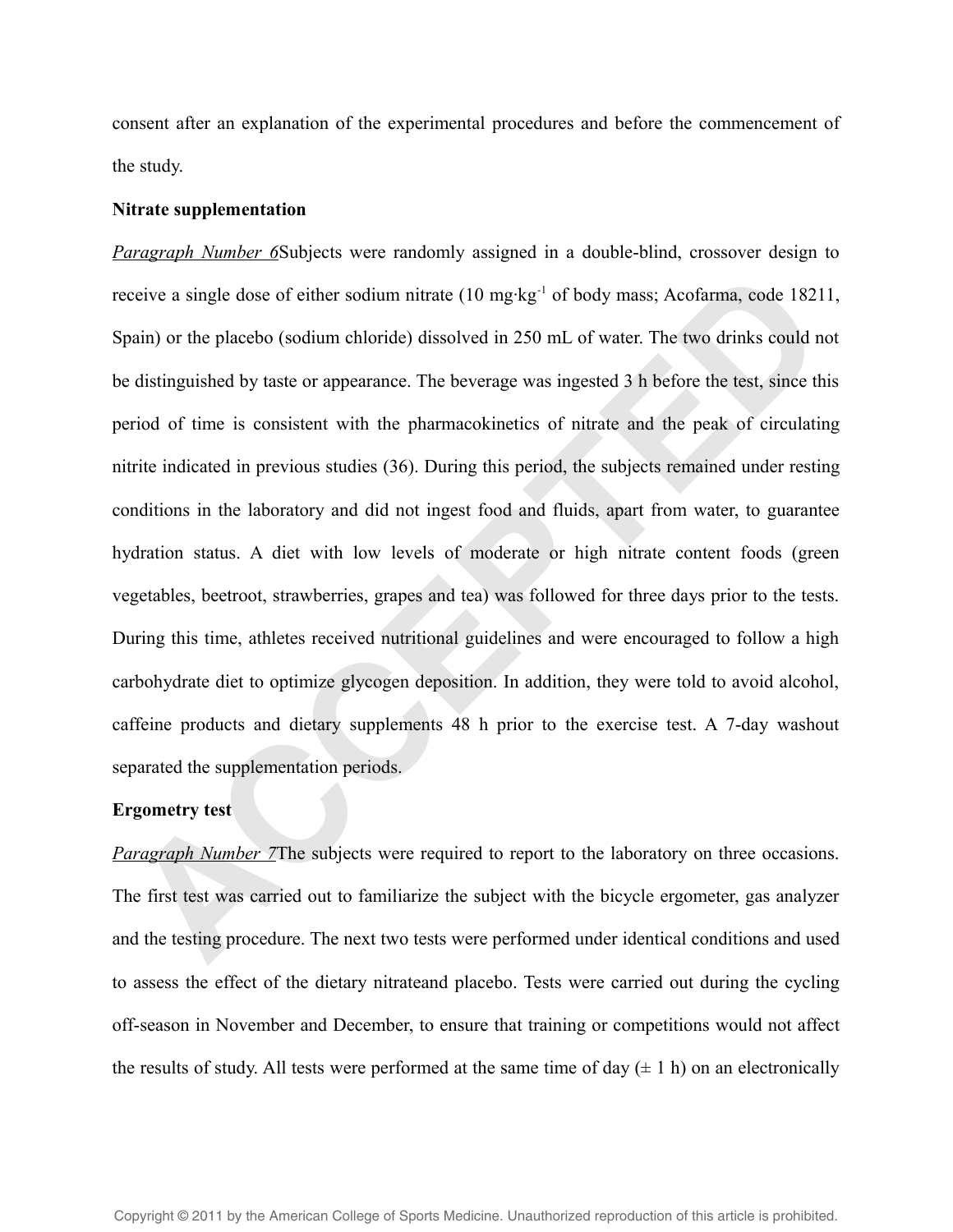consent after an explanation of the experimental procedures and before the commencement of the study.

**Nitrate supplementation**

*Paragraph Number 6*Subjects were randomly assigned in a double-blind, crossover design to receive a single dose of either sodium nitrate (10 mg·kg$^{-1}$ of body mass; Acofarma, code 18211, Spain) or the placebo (sodium chloride) dissolved in 250 mL of water. The two drinks could not be distinguished by taste or appearance. The beverage was ingested 3 h before the test, since this period of time is consistent with the pharmacokinetics of nitrate and the peak of circulating nitrite indicated in previous studies (36). During this period, the subjects remained under resting conditions in the laboratory and did not ingest food and fluids, apart from water, to guarantee hydration status. A diet with low levels of moderate or high nitrate content foods (green vegetables, beetroot, strawberries, grapes and tea) was followed for three days prior to the tests. During this time, athletes received nutritional guidelines and were encouraged to follow a high carbohydrate diet to optimize glycogen deposition. In addition, they were told to avoid alcohol, caffeine products and dietary supplements 48 h prior to the exercise test. A 7-day washout separated the supplementation periods.

**Ergometry test**

*Paragraph Number 7*The subjects were required to report to the laboratory on three occasions. The first test was carried out to familiarize the subject with the bicycle ergometer, gas analyzer and the testing procedure. The next two tests were performed under identical conditions and used to assess the effect of the dietary nitrateand placebo. Tests were carried out during the cycling off-season in November and December, to ensure that training or competitions would not affect the results of study. All tests were performed at the same time of day (± 1 h) on an electronically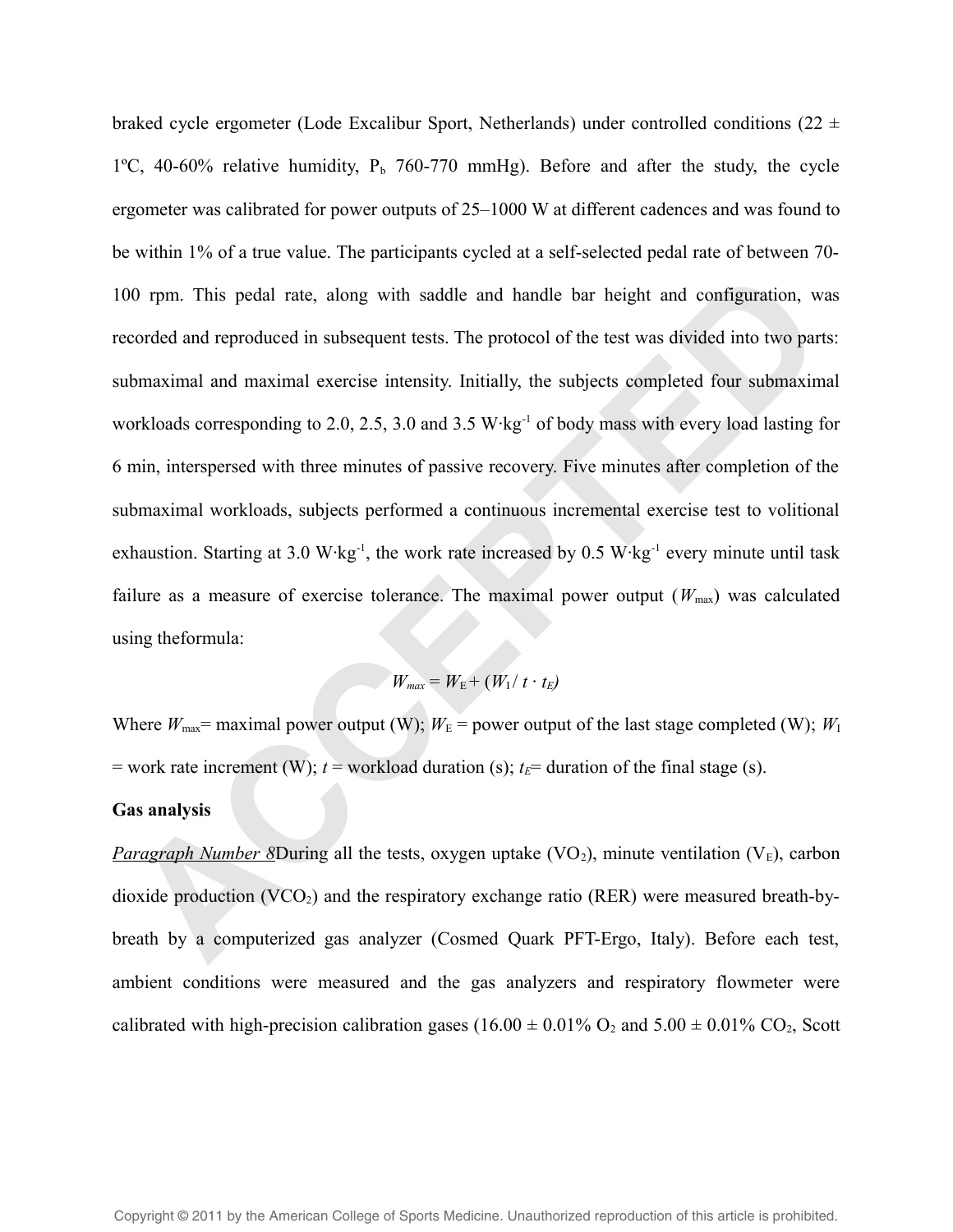braked cycle ergometer (Lode Excalibur Sport, Netherlands) under controlled conditions (22 ± 1ºC, 40-60% relative humidity, $P_b$ 760-770 mmHg). Before and after the study, the cycle ergometer was calibrated for power outputs of 25–1000 W at different cadences and was found to be within 1% of a true value. The participants cycled at a self-selected pedal rate of between 70-100 rpm. This pedal rate, along with saddle and handle bar height and configuration, was recorded and reproduced in subsequent tests. The protocol of the test was divided into two parts: submaximal and maximal exercise intensity. Initially, the subjects completed four submaximal workloads corresponding to 2.0, 2.5, 3.0 and 3.5 $W \cdot kg^{-1}$ of body mass with every load lasting for 6 min, interspersed with three minutes of passive recovery. Five minutes after completion of the submaximal workloads, subjects performed a continuous incremental exercise test to volitional exhaustion. Starting at 3.0 $W \cdot kg^{-1}$, the work rate increased by 0.5 $W \cdot kg^{-1}$ every minute until task failure as a measure of exercise tolerance. The maximal power output ($W_{max}$) was calculated using theformula:

$$W_{max} = W_E + (W_I / t \cdot t_E)$$

Where $W_{max}$= maximal power output (W); $W_E$ = power output of the last stage completed (W); $W_I$ = work rate increment (W); $t$ = workload duration (s); $t_E$= duration of the final stage (s).

**Gas analysis**

*Paragraph Number 8*During all the tests, oxygen uptake ($VO_2$), minute ventilation ($V_E$), carbon dioxide production ($VCO_2$) and the respiratory exchange ratio (RER) were measured breath-by-breath by a computerized gas analyzer (Cosmed Quark PFT-Ergo, Italy). Before each test, ambient conditions were measured and the gas analyzers and respiratory flowmeter were calibrated with high-precision calibration gases (16.00 ± 0.01% $O_2$ and 5.00 ± 0.01% $CO_2$, Scott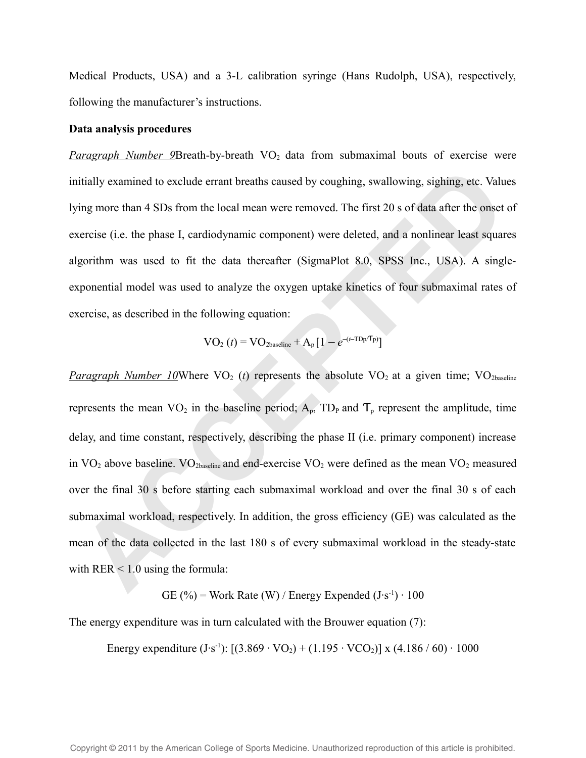Medical Products, USA) and a 3-L calibration syringe (Hans Rudolph, USA), respectively, following the manufacturer's instructions.

**Data analysis procedures**

*Paragraph Number 9*Breath-by-breath $VO_2$ data from submaximal bouts of exercise were initially examined to exclude errant breaths caused by coughing, swallowing, sighing, etc. Values lying more than 4 SDs from the local mean were removed. The first 20 s of data after the onset of exercise (i.e. the phase I, cardiodynamic component) were deleted, and a nonlinear least squares algorithm was used to fit the data thereafter (SigmaPlot 8.0, SPSS Inc., USA). A single-exponential model was used to analyze the oxygen uptake kinetics of four submaximal rates of exercise, as described in the following equation:

$$VO_2\,(t) = VO_{2baseline} + A_p\,[1 - e^{-(t - TDp/\tau p)}]$$

*Paragraph Number 10*Where $VO_2$ ($t$) represents the absolute $VO_2$ at a given time; $VO_{2baseline}$ represents the mean $VO_2$ in the baseline period; $A_p$, $TD_P$ and $\tau_p$ represent the amplitude, time delay, and time constant, respectively, describing the phase II (i.e. primary component) increase in $VO_2$ above baseline. $VO_{2baseline}$ and end-exercise $VO_2$ were defined as the mean $VO_2$ measured over the final 30 s before starting each submaximal workload and over the final 30 s of each submaximal workload, respectively. In addition, the gross efficiency (GE) was calculated as the mean of the data collected in the last 180 s of every submaximal workload in the steady-state with RER < 1.0 using the formula:

$$GE\,(\%) = \text{Work Rate (W)} / \text{Energy Expended } (J \cdot s^{-1}) \cdot 100$$

The energy expenditure was in turn calculated with the Brouwer equation (7):

$$\text{Energy expenditure } (J \cdot s^{-1}):\ [(3.869 \cdot VO_2) + (1.195 \cdot VCO_2)] \times (4.186 / 60) \cdot 1000$$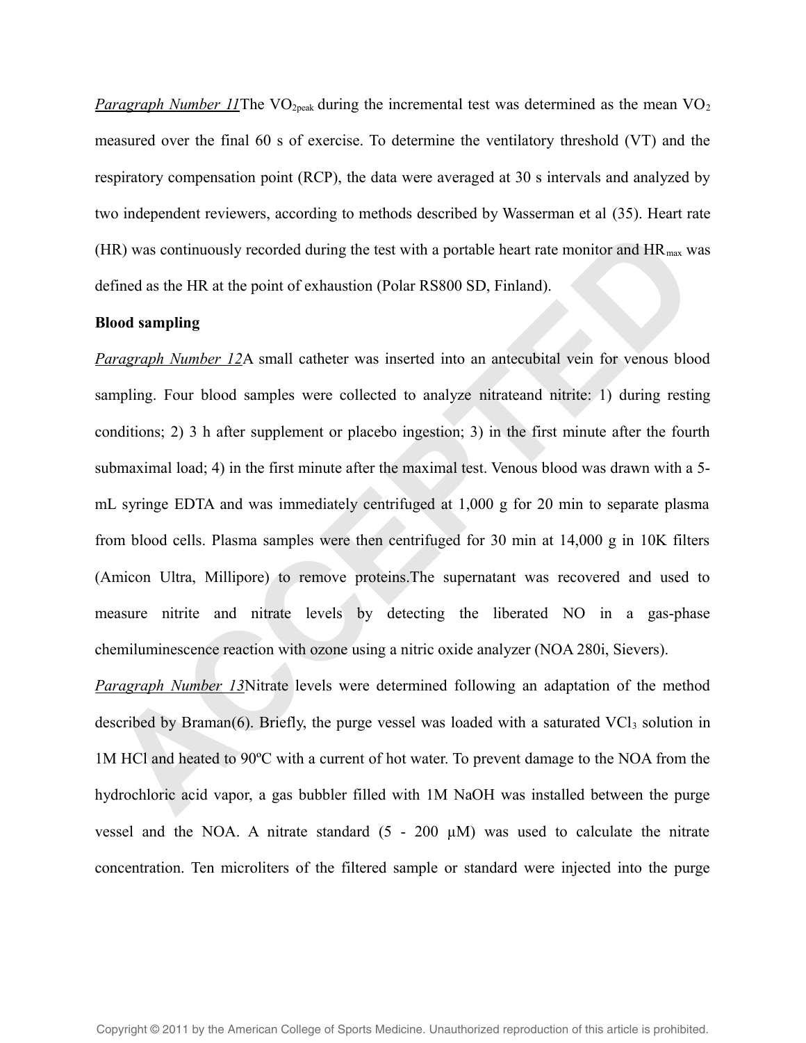*Paragraph Number 11*The $VO_{2peak}$ during the incremental test was determined as the mean $VO_2$ measured over the final 60 s of exercise. To determine the ventilatory threshold (VT) and the respiratory compensation point (RCP), the data were averaged at 30 s intervals and analyzed by two independent reviewers, according to methods described by Wasserman et al (35). Heart rate (HR) was continuously recorded during the test with a portable heart rate monitor and $HR_{max}$ was defined as the HR at the point of exhaustion (Polar RS800 SD, Finland).

**Blood sampling**

*Paragraph Number 12*A small catheter was inserted into an antecubital vein for venous blood sampling. Four blood samples were collected to analyze nitrateand nitrite: 1) during resting conditions; 2) 3 h after supplement or placebo ingestion; 3) in the first minute after the fourth submaximal load; 4) in the first minute after the maximal test. Venous blood was drawn with a 5-mL syringe EDTA and was immediately centrifuged at 1,000 g for 20 min to separate plasma from blood cells. Plasma samples were then centrifuged for 30 min at 14,000 g in 10K filters (Amicon Ultra, Millipore) to remove proteins.The supernatant was recovered and used to measure nitrite and nitrate levels by detecting the liberated NO in a gas-phase chemiluminescence reaction with ozone using a nitric oxide analyzer (NOA 280i, Sievers).

*Paragraph Number 13*Nitrate levels were determined following an adaptation of the method described by Braman(6). Briefly, the purge vessel was loaded with a saturated $VCl_3$ solution in 1M HCl and heated to 90ºC with a current of hot water. To prevent damage to the NOA from the hydrochloric acid vapor, a gas bubbler filled with 1M NaOH was installed between the purge vessel and the NOA. A nitrate standard (5 - 200 μM) was used to calculate the nitrate concentration. Ten microliters of the filtered sample or standard were injected into the purge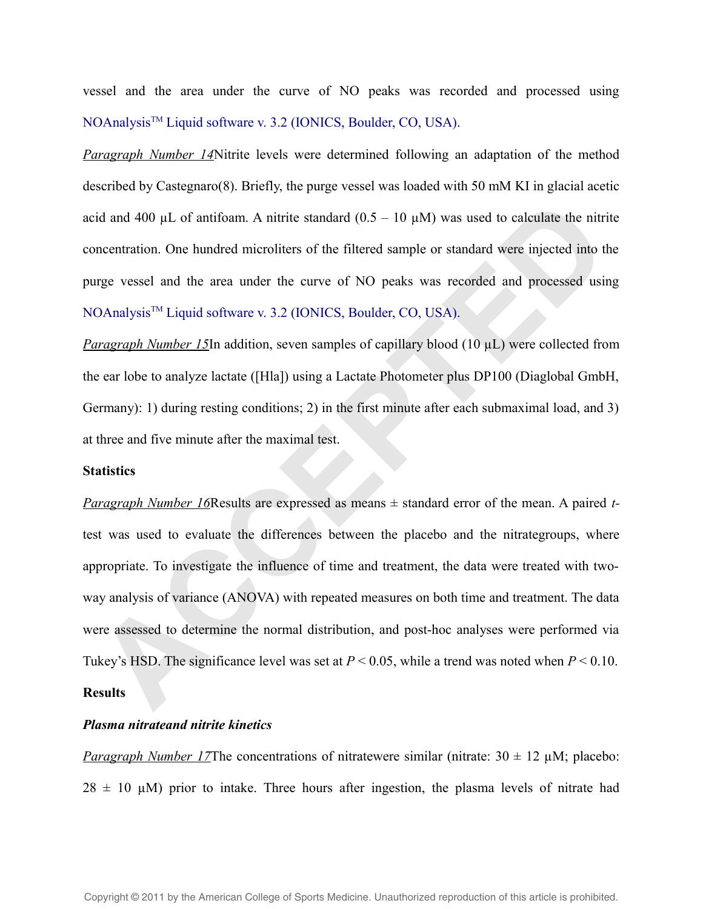vessel and the area under the curve of NO peaks was recorded and processed using NOAnalysis™ Liquid software v. 3.2 (IONICS, Boulder, CO, USA).

_Paragraph Number 14_Nitrite levels were determined following an adaptation of the method described by Castegnaro(8). Briefly, the purge vessel was loaded with 50 mM KI in glacial acetic acid and 400 μL of antifoam. A nitrite standard (0.5 – 10 μM) was used to calculate the nitrite concentration. One hundred microliters of the filtered sample or standard were injected into the purge vessel and the area under the curve of NO peaks was recorded and processed using NOAnalysis™ Liquid software v. 3.2 (IONICS, Boulder, CO, USA).

_Paragraph Number 15_In addition, seven samples of capillary blood (10 μL) were collected from the ear lobe to analyze lactate ([Hla]) using a Lactate Photometer plus DP100 (Diaglobal GmbH, Germany): 1) during resting conditions; 2) in the first minute after each submaximal load, and 3) at three and five minute after the maximal test.

**Statistics**

_Paragraph Number 16_Results are expressed as means ± standard error of the mean. A paired *t*-test was used to evaluate the differences between the placebo and the nitrategroups, where appropriate. To investigate the influence of time and treatment, the data were treated with two-way analysis of variance (ANOVA) with repeated measures on both time and treatment. The data were assessed to determine the normal distribution, and post-hoc analyses were performed via Tukey's HSD. The significance level was set at $P < 0.05$, while a trend was noted when $P < 0.10$.

**Results**

***Plasma nitrateand nitrite kinetics***

_Paragraph Number 17_The concentrations of nitratewere similar (nitrate: 30 ± 12 μM; placebo: 28 ± 10 μM) prior to intake. Three hours after ingestion, the plasma levels of nitrate had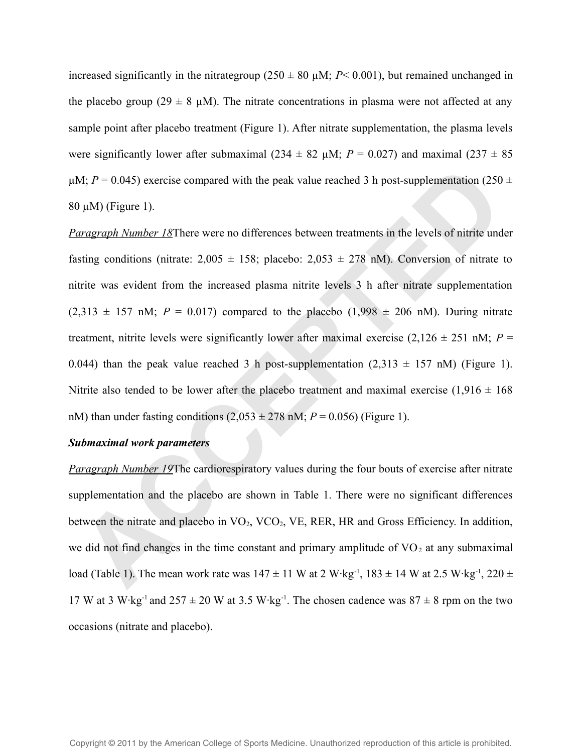increased significantly in the nitrategroup (250 ± 80 μM; $P$< 0.001), but remained unchanged in the placebo group (29 ± 8 μM). The nitrate concentrations in plasma were not affected at any sample point after placebo treatment (Figure 1). After nitrate supplementation, the plasma levels were significantly lower after submaximal (234 ± 82 μM; $P$ = 0.027) and maximal (237 ± 85 μM; $P$ = 0.045) exercise compared with the peak value reached 3 h post-supplementation (250 ± 80 μM) (Figure 1).

_Paragraph Number 18_There were no differences between treatments in the levels of nitrite under fasting conditions (nitrate: 2,005 ± 158; placebo: 2,053 ± 278 nM). Conversion of nitrate to nitrite was evident from the increased plasma nitrite levels 3 h after nitrate supplementation (2,313 ± 157 nM; $P$ = 0.017) compared to the placebo (1,998 ± 206 nM). During nitrate treatment, nitrite levels were significantly lower after maximal exercise (2,126 ± 251 nM; $P$ = 0.044) than the peak value reached 3 h post-supplementation (2,313 ± 157 nM) (Figure 1). Nitrite also tended to be lower after the placebo treatment and maximal exercise (1,916 ± 168 nM) than under fasting conditions (2,053 ± 278 nM; $P$ = 0.056) (Figure 1).

***Submaximal work parameters***

_Paragraph Number 19_The cardiorespiratory values during the four bouts of exercise after nitrate supplementation and the placebo are shown in Table 1. There were no significant differences between the nitrate and placebo in $VO_2$, $VCO_2$, VE, RER, HR and Gross Efficiency. In addition, we did not find changes in the time constant and primary amplitude of $VO_2$ at any submaximal load (Table 1). The mean work rate was 147 ± 11 W at 2 W·kg$^{-1}$, 183 ± 14 W at 2.5 W·kg$^{-1}$, 220 ± 17 W at 3 W·kg$^{-1}$ and 257 ± 20 W at 3.5 W·kg$^{-1}$. The chosen cadence was 87 ± 8 rpm on the two occasions (nitrate and placebo).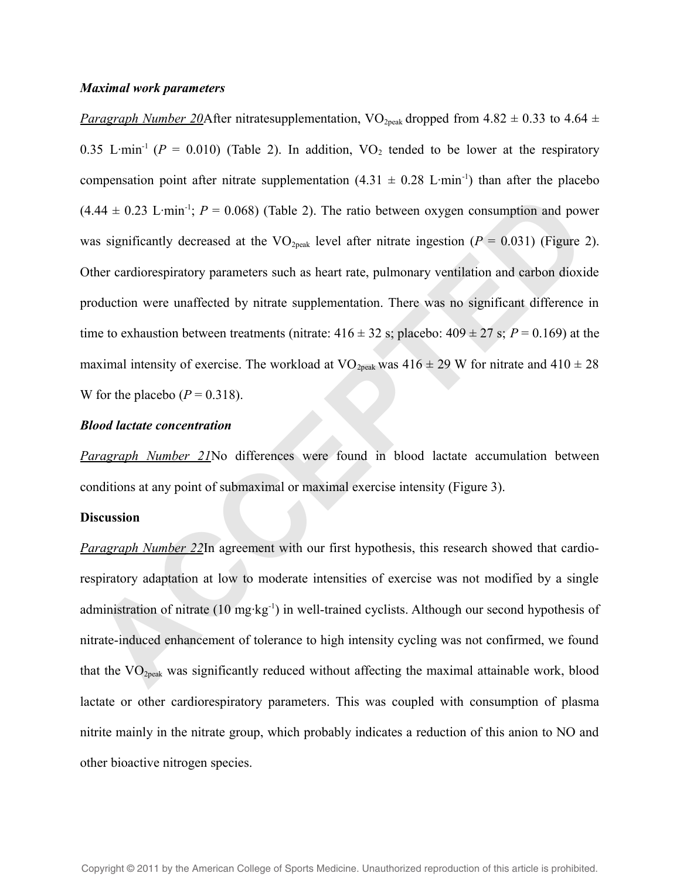### *Maximal work parameters*

*Paragraph Number 20*After nitratesupplementation, $VO_{2peak}$ dropped from 4.82 ± 0.33 to 4.64 ± 0.35 L·min$^{-1}$ ($P$ = 0.010) (Table 2). In addition, $VO_2$ tended to be lower at the respiratory compensation point after nitrate supplementation (4.31 ± 0.28 L·min$^{-1}$) than after the placebo (4.44 ± 0.23 L·min$^{-1}$; $P$ = 0.068) (Table 2). The ratio between oxygen consumption and power was significantly decreased at the $VO_{2peak}$ level after nitrate ingestion ($P$ = 0.031) (Figure 2). Other cardiorespiratory parameters such as heart rate, pulmonary ventilation and carbon dioxide production were unaffected by nitrate supplementation. There was no significant difference in time to exhaustion between treatments (nitrate: 416 ± 32 s; placebo: 409 ± 27 s; $P$ = 0.169) at the maximal intensity of exercise. The workload at $VO_{2peak}$ was 416 ± 29 W for nitrate and 410 ± 28 W for the placebo ($P$ = 0.318).

### *Blood lactate concentration*

*Paragraph Number 21*No differences were found in blood lactate accumulation between conditions at any point of submaximal or maximal exercise intensity (Figure 3).

## Discussion

*Paragraph Number 22*In agreement with our first hypothesis, this research showed that cardio-respiratory adaptation at low to moderate intensities of exercise was not modified by a single administration of nitrate (10 mg·kg$^{-1}$) in well-trained cyclists. Although our second hypothesis of nitrate-induced enhancement of tolerance to high intensity cycling was not confirmed, we found that the $VO_{2peak}$ was significantly reduced without affecting the maximal attainable work, blood lactate or other cardiorespiratory parameters. This was coupled with consumption of plasma nitrite mainly in the nitrate group, which probably indicates a reduction of this anion to NO and other bioactive nitrogen species.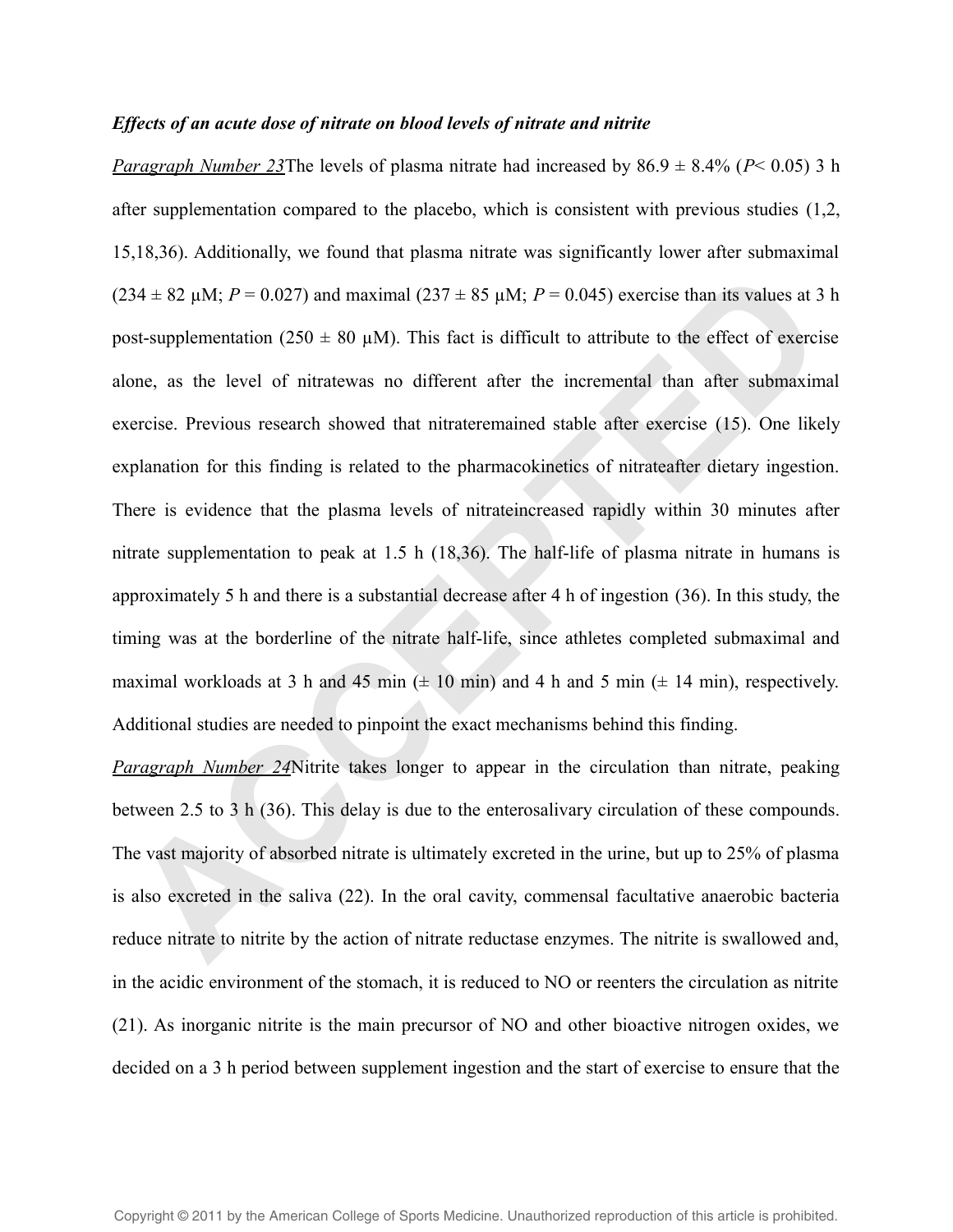***Effects of an acute dose of nitrate on blood levels of nitrate and nitrite***

*Paragraph Number 23*The levels of plasma nitrate had increased by 86.9 ± 8.4% ($P$< 0.05) 3 h after supplementation compared to the placebo, which is consistent with previous studies (1,2, 15,18,36). Additionally, we found that plasma nitrate was significantly lower after submaximal (234 ± 82 μM; $P$ = 0.027) and maximal (237 ± 85 μM; $P$ = 0.045) exercise than its values at 3 h post-supplementation (250 ± 80 μM). This fact is difficult to attribute to the effect of exercise alone, as the level of nitratewas no different after the incremental than after submaximal exercise. Previous research showed that nitrateremained stable after exercise (15). One likely explanation for this finding is related to the pharmacokinetics of nitrateafter dietary ingestion. There is evidence that the plasma levels of nitrateincreased rapidly within 30 minutes after nitrate supplementation to peak at 1.5 h (18,36). The half-life of plasma nitrate in humans is approximately 5 h and there is a substantial decrease after 4 h of ingestion (36). In this study, the timing was at the borderline of the nitrate half-life, since athletes completed submaximal and maximal workloads at 3 h and 45 min (± 10 min) and 4 h and 5 min (± 14 min), respectively. Additional studies are needed to pinpoint the exact mechanisms behind this finding.

*Paragraph Number 24*Nitrite takes longer to appear in the circulation than nitrate, peaking between 2.5 to 3 h (36). This delay is due to the enterosalivary circulation of these compounds. The vast majority of absorbed nitrate is ultimately excreted in the urine, but up to 25% of plasma is also excreted in the saliva (22). In the oral cavity, commensal facultative anaerobic bacteria reduce nitrate to nitrite by the action of nitrate reductase enzymes. The nitrite is swallowed and, in the acidic environment of the stomach, it is reduced to NO or reenters the circulation as nitrite (21). As inorganic nitrite is the main precursor of NO and other bioactive nitrogen oxides, we decided on a 3 h period between supplement ingestion and the start of exercise to ensure that the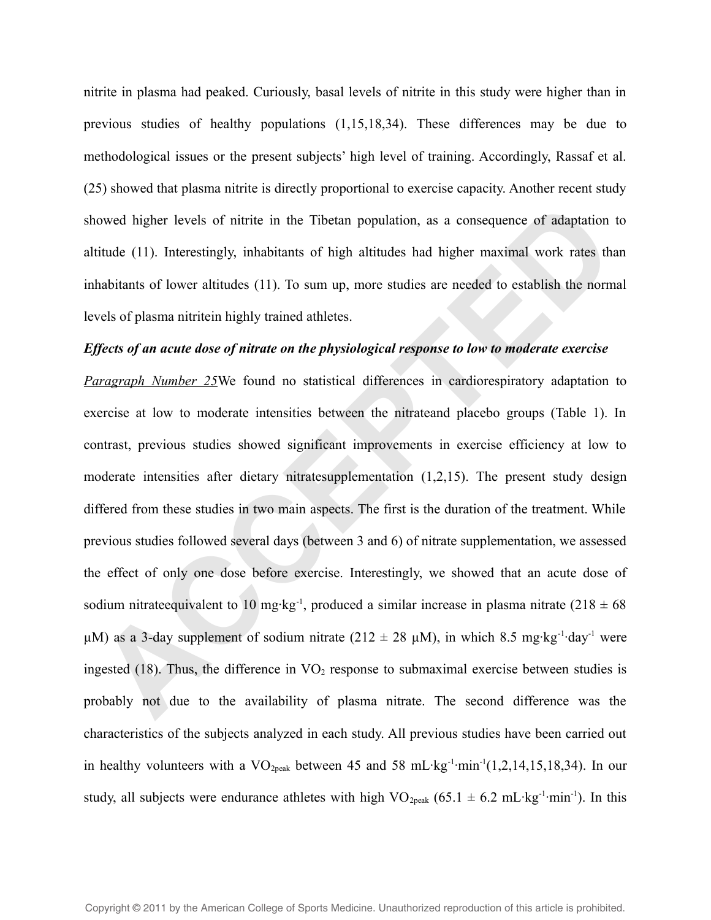nitrite in plasma had peaked. Curiously, basal levels of nitrite in this study were higher than in previous studies of healthy populations (1,15,18,34). These differences may be due to methodological issues or the present subjects' high level of training. Accordingly, Rassaf et al. (25) showed that plasma nitrite is directly proportional to exercise capacity. Another recent study showed higher levels of nitrite in the Tibetan population, as a consequence of adaptation to altitude (11). Interestingly, inhabitants of high altitudes had higher maximal work rates than inhabitants of lower altitudes (11). To sum up, more studies are needed to establish the normal levels of plasma nitritein highly trained athletes.

***Effects of an acute dose of nitrate on the physiological response to low to moderate exercise***

Paragraph Number 25We found no statistical differences in cardiorespiratory adaptation to exercise at low to moderate intensities between the nitrateand placebo groups (Table 1). In contrast, previous studies showed significant improvements in exercise efficiency at low to moderate intensities after dietary nitratesupplementation (1,2,15). The present study design differed from these studies in two main aspects. The first is the duration of the treatment. While previous studies followed several days (between 3 and 6) of nitrate supplementation, we assessed the effect of only one dose before exercise. Interestingly, we showed that an acute dose of sodium nitrateequivalent to 10 mg·kg$^{-1}$, produced a similar increase in plasma nitrate (218 ± 68 µM) as a 3-day supplement of sodium nitrate (212 ± 28 µM), in which 8.5 mg·kg$^{-1}$·day$^{-1}$ were ingested (18). Thus, the difference in $VO_2$ response to submaximal exercise between studies is probably not due to the availability of plasma nitrate. The second difference was the characteristics of the subjects analyzed in each study. All previous studies have been carried out in healthy volunteers with a $VO_{2peak}$ between 45 and 58 mL·kg$^{-1}$·min$^{-1}$(1,2,14,15,18,34). In our study, all subjects were endurance athletes with high $VO_{2peak}$ (65.1 ± 6.2 mL·kg$^{-1}$·min$^{-1}$). In this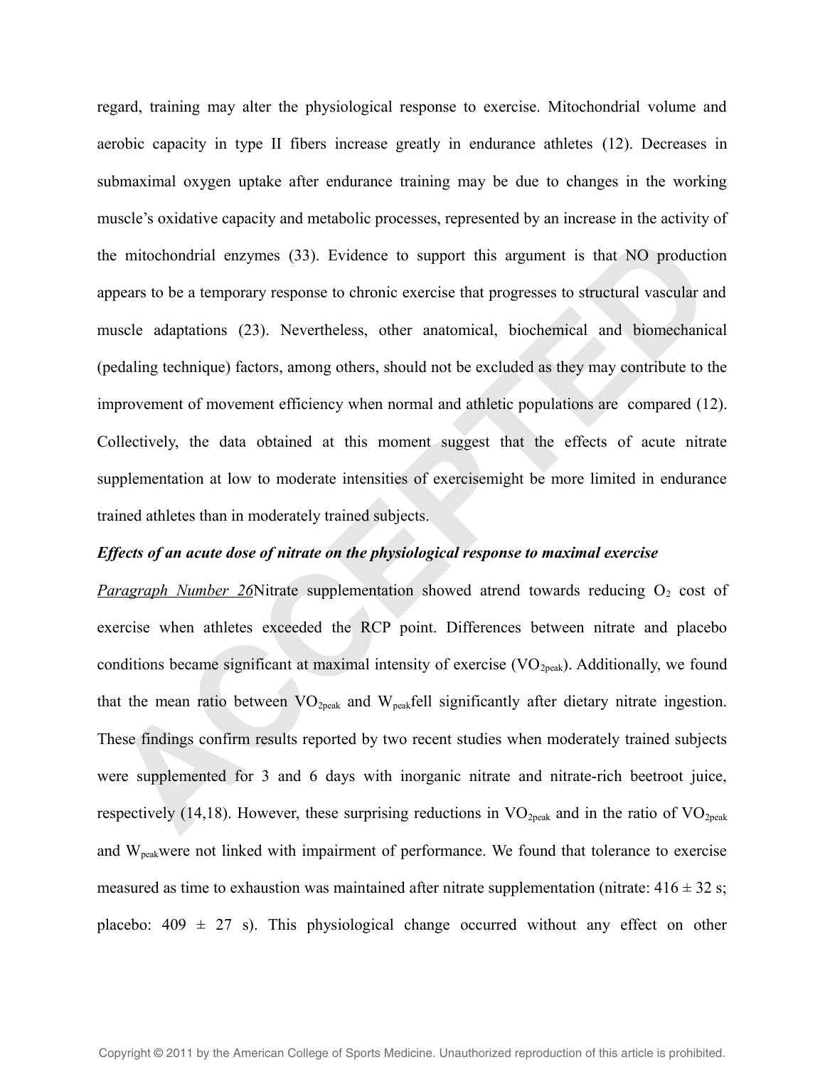regard, training may alter the physiological response to exercise. Mitochondrial volume and aerobic capacity in type II fibers increase greatly in endurance athletes (12). Decreases in submaximal oxygen uptake after endurance training may be due to changes in the working muscle's oxidative capacity and metabolic processes, represented by an increase in the activity of the mitochondrial enzymes (33). Evidence to support this argument is that NO production appears to be a temporary response to chronic exercise that progresses to structural vascular and muscle adaptations (23). Nevertheless, other anatomical, biochemical and biomechanical (pedaling technique) factors, among others, should not be excluded as they may contribute to the improvement of movement efficiency when normal and athletic populations are compared (12). Collectively, the data obtained at this moment suggest that the effects of acute nitrate supplementation at low to moderate intensities of exercisemight be more limited in endurance trained athletes than in moderately trained subjects.

***Effects of an acute dose of nitrate on the physiological response to maximal exercise***

Paragraph Number 26Nitrate supplementation showed atrend towards reducing $O_2$ cost of exercise when athletes exceeded the RCP point. Differences between nitrate and placebo conditions became significant at maximal intensity of exercise ($VO_{2peak}$). Additionally, we found that the mean ratio between $VO_{2peak}$ and $W_{peak}$fell significantly after dietary nitrate ingestion. These findings confirm results reported by two recent studies when moderately trained subjects were supplemented for 3 and 6 days with inorganic nitrate and nitrate-rich beetroot juice, respectively (14,18). However, these surprising reductions in $VO_{2peak}$ and in the ratio of $VO_{2peak}$ and $W_{peak}$were not linked with impairment of performance. We found that tolerance to exercise measured as time to exhaustion was maintained after nitrate supplementation (nitrate: 416 ± 32 s; placebo: 409 ± 27 s). This physiological change occurred without any effect on other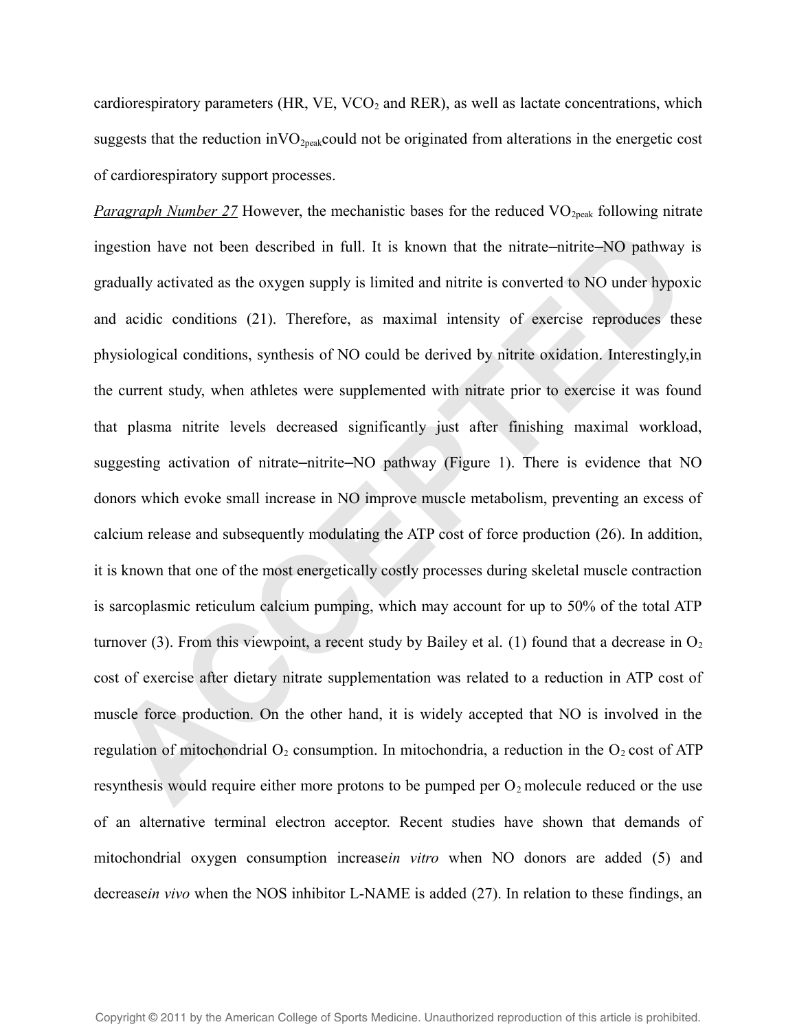cardiorespiratory parameters (HR, VE, $VCO_2$ and RER), as well as lactate concentrations, which suggests that the reduction in$VO_{2peak}$could not be originated from alterations in the energetic cost of cardiorespiratory support processes.

*Paragraph Number 27* However, the mechanistic bases for the reduced $VO_{2peak}$ following nitrate ingestion have not been described in full. It is known that the nitrate–nitrite–NO pathway is gradually activated as the oxygen supply is limited and nitrite is converted to NO under hypoxic and acidic conditions (21). Therefore, as maximal intensity of exercise reproduces these physiological conditions, synthesis of NO could be derived by nitrite oxidation. Interestingly,in the current study, when athletes were supplemented with nitrate prior to exercise it was found that plasma nitrite levels decreased significantly just after finishing maximal workload, suggesting activation of nitrate–nitrite–NO pathway (Figure 1). There is evidence that NO donors which evoke small increase in NO improve muscle metabolism, preventing an excess of calcium release and subsequently modulating the ATP cost of force production (26). In addition, it is known that one of the most energetically costly processes during skeletal muscle contraction is sarcoplasmic reticulum calcium pumping, which may account for up to 50% of the total ATP turnover (3). From this viewpoint, a recent study by Bailey et al. (1) found that a decrease in $O_2$ cost of exercise after dietary nitrate supplementation was related to a reduction in ATP cost of muscle force production. On the other hand, it is widely accepted that NO is involved in the regulation of mitochondrial $O_2$ consumption. In mitochondria, a reduction in the $O_2$ cost of ATP resynthesis would require either more protons to be pumped per $O_2$ molecule reduced or the use of an alternative terminal electron acceptor. Recent studies have shown that demands of mitochondrial oxygen consumption increase*in vitro* when NO donors are added (5) and decrease*in vivo* when the NOS inhibitor L-NAME is added (27). In relation to these findings, an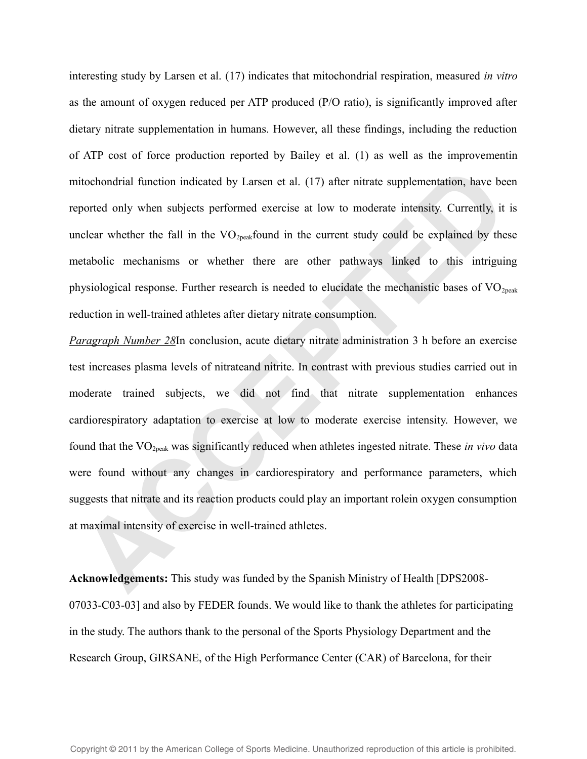interesting study by Larsen et al. (17) indicates that mitochondrial respiration, measured *in vitro* as the amount of oxygen reduced per ATP produced (P/O ratio), is significantly improved after dietary nitrate supplementation in humans. However, all these findings, including the reduction of ATP cost of force production reported by Bailey et al. (1) as well as the improvementin mitochondrial function indicated by Larsen et al. (17) after nitrate supplementation, have been reported only when subjects performed exercise at low to moderate intensity. Currently, it is unclear whether the fall in the $VO_{2peak}$found in the current study could be explained by these metabolic mechanisms or whether there are other pathways linked to this intriguing physiological response. Further research is needed to elucidate the mechanistic bases of $VO_{2peak}$ reduction in well-trained athletes after dietary nitrate consumption.

*Paragraph Number 28*In conclusion, acute dietary nitrate administration 3 h before an exercise test increases plasma levels of nitrateand nitrite. In contrast with previous studies carried out in moderate trained subjects, we did not find that nitrate supplementation enhances cardiorespiratory adaptation to exercise at low to moderate exercise intensity. However, we found that the $VO_{2peak}$ was significantly reduced when athletes ingested nitrate. These *in vivo* data were found without any changes in cardiorespiratory and performance parameters, which suggests that nitrate and its reaction products could play an important rolein oxygen consumption at maximal intensity of exercise in well-trained athletes.

**Acknowledgements:** This study was funded by the Spanish Ministry of Health [DPS2008-07033-C03-03] and also by FEDER founds. We would like to thank the athletes for participating in the study. The authors thank to the personal of the Sports Physiology Department and the Research Group, GIRSANE, of the High Performance Center (CAR) of Barcelona, for their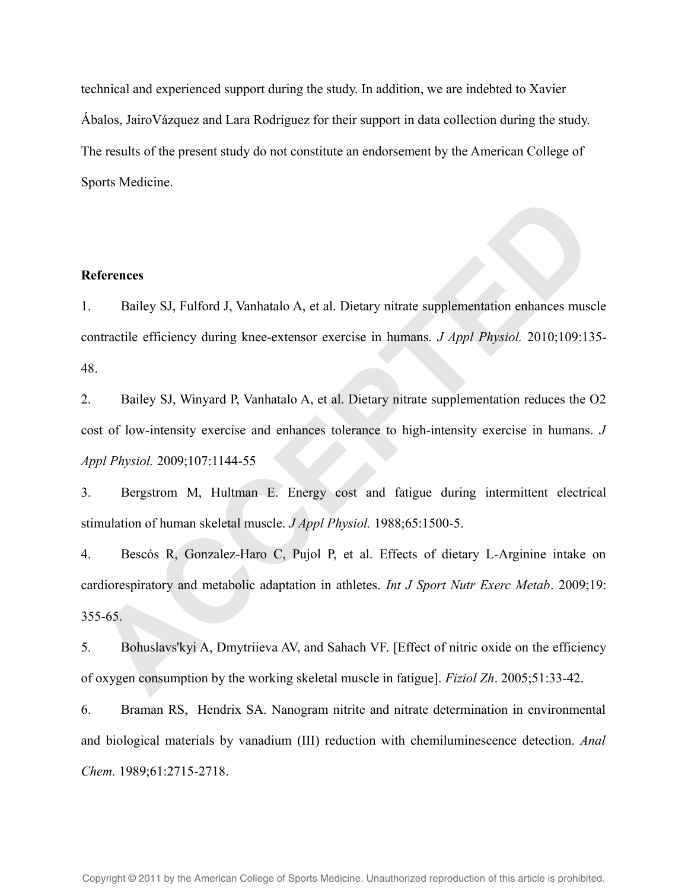technical and experienced support during the study. In addition, we are indebted to Xavier Ábalos, JairoVázquez and Lara Rodríguez for their support in data collection during the study. The results of the present study do not constitute an endorsement by the American College of Sports Medicine.

**References**

1. Bailey SJ, Fulford J, Vanhatalo A, et al. Dietary nitrate supplementation enhances muscle contractile efficiency during knee-extensor exercise in humans. *J Appl Physiol.* 2010;109:135-48.

2. Bailey SJ, Winyard P, Vanhatalo A, et al. Dietary nitrate supplementation reduces the O2 cost of low-intensity exercise and enhances tolerance to high-intensity exercise in humans. *J Appl Physiol.* 2009;107:1144-55

3. Bergstrom M, Hultman E. Energy cost and fatigue during intermittent electrical stimulation of human skeletal muscle. *J Appl Physiol.* 1988;65:1500-5.

4. Bescós R, Gonzalez-Haro C, Pujol P, et al. Effects of dietary L-Arginine intake on cardiorespiratory and metabolic adaptation in athletes. *Int J Sport Nutr Exerc Metab*. 2009;19: 355-65.

5. Bohuslavs'kyi A, Dmytriieva AV, and Sahach VF. [Effect of nitric oxide on the efficiency of oxygen consumption by the working skeletal muscle in fatigue]. *Fiziol Zh*. 2005;51:33-42.

6. Braman RS, Hendrix SA. Nanogram nitrite and nitrate determination in environmental and biological materials by vanadium (III) reduction with chemiluminescence detection. *Anal Chem.* 1989;61:2715-2718.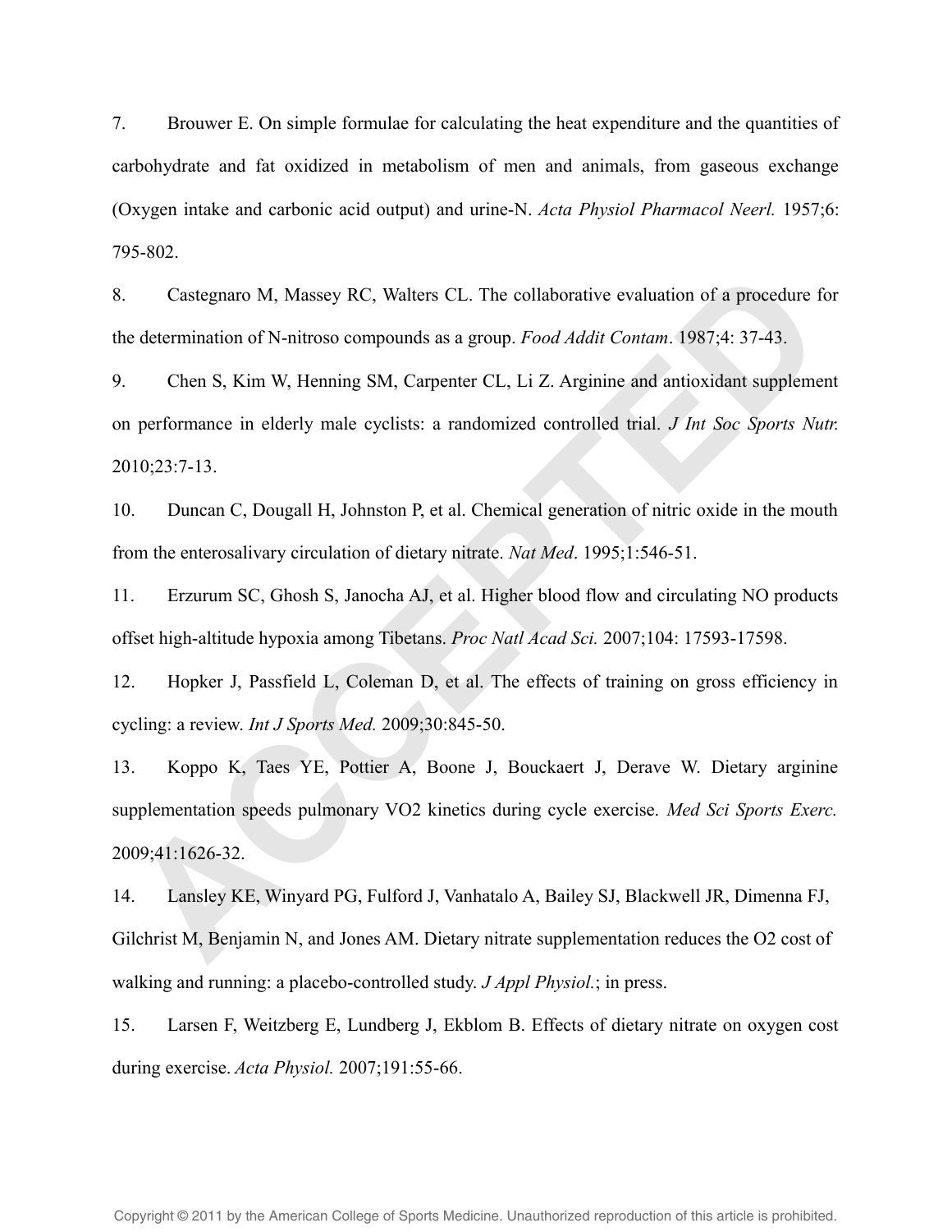7. Brouwer E. On simple formulae for calculating the heat expenditure and the quantities of carbohydrate and fat oxidized in metabolism of men and animals, from gaseous exchange (Oxygen intake and carbonic acid output) and urine-N. *Acta Physiol Pharmacol Neerl.* 1957;6: 795-802.

8. Castegnaro M, Massey RC, Walters CL. The collaborative evaluation of a procedure for the determination of N-nitroso compounds as a group. *Food Addit Contam*. 1987;4: 37-43.

9. Chen S, Kim W, Henning SM, Carpenter CL, Li Z. Arginine and antioxidant supplement on performance in elderly male cyclists: a randomized controlled trial. *J Int Soc Sports Nutr.* 2010;23:7-13.

10. Duncan C, Dougall H, Johnston P, et al. Chemical generation of nitric oxide in the mouth from the enterosalivary circulation of dietary nitrate. *Nat Med*. 1995;1:546-51.

11. Erzurum SC, Ghosh S, Janocha AJ, et al. Higher blood flow and circulating NO products offset high-altitude hypoxia among Tibetans. *Proc Natl Acad Sci.* 2007;104: 17593-17598.

12. Hopker J, Passfield L, Coleman D, et al. The effects of training on gross efficiency in cycling: a review. *Int J Sports Med.* 2009;30:845-50.

13. Koppo K, Taes YE, Pottier A, Boone J, Bouckaert J, Derave W. Dietary arginine supplementation speeds pulmonary VO2 kinetics during cycle exercise. *Med Sci Sports Exerc.* 2009;41:1626-32.

14. Lansley KE, Winyard PG, Fulford J, Vanhatalo A, Bailey SJ, Blackwell JR, Dimenna FJ, Gilchrist M, Benjamin N, and Jones AM. Dietary nitrate supplementation reduces the O2 cost of walking and running: a placebo-controlled study. *J Appl Physiol.*; in press.

15. Larsen F, Weitzberg E, Lundberg J, Ekblom B. Effects of dietary nitrate on oxygen cost during exercise. *Acta Physiol.* 2007;191:55-66.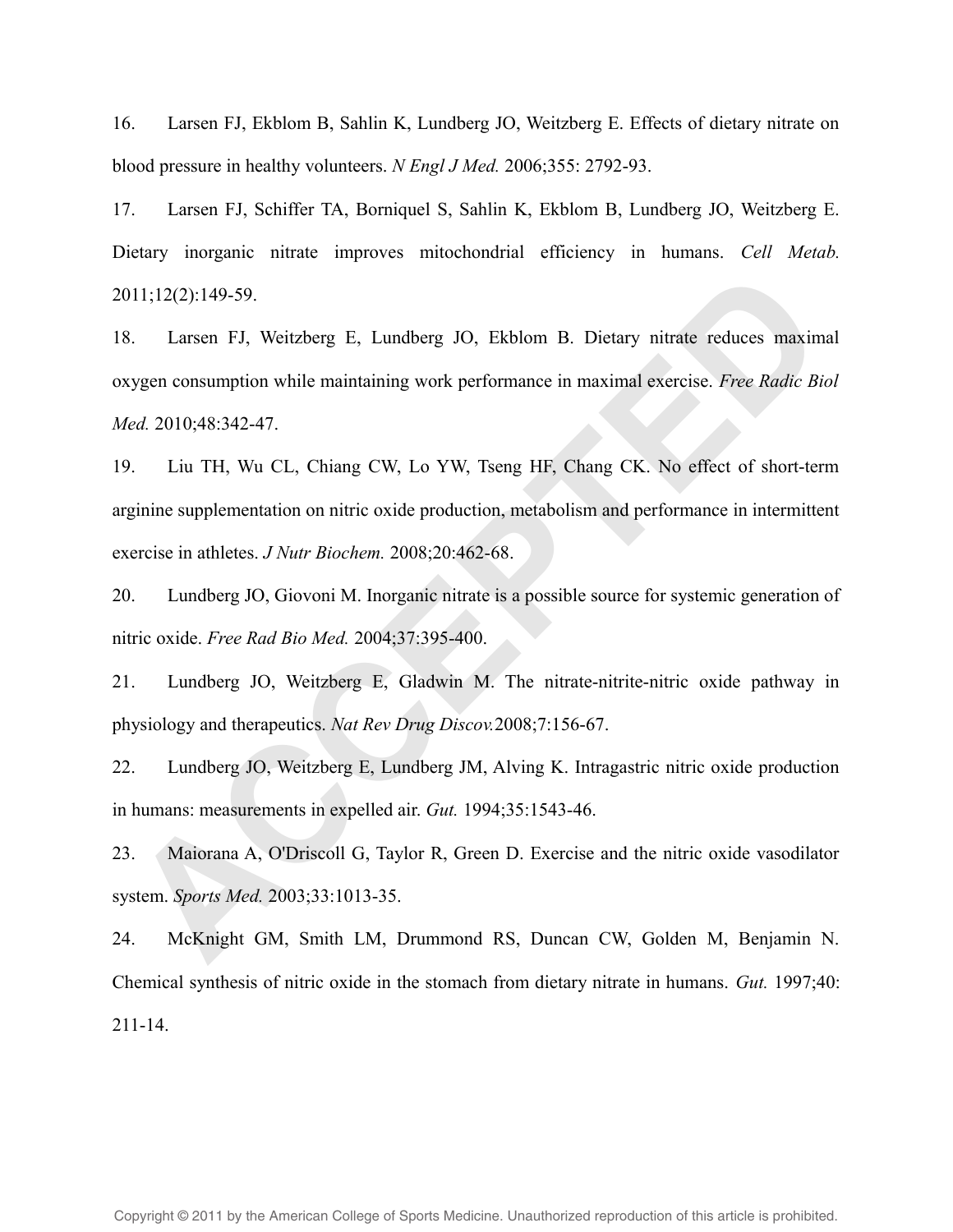16. Larsen FJ, Ekblom B, Sahlin K, Lundberg JO, Weitzberg E. Effects of dietary nitrate on blood pressure in healthy volunteers. *N Engl J Med.* 2006;355: 2792-93.

17. Larsen FJ, Schiffer TA, Borniquel S, Sahlin K, Ekblom B, Lundberg JO, Weitzberg E. Dietary inorganic nitrate improves mitochondrial efficiency in humans. *Cell Metab.* 2011;12(2):149-59.

18. Larsen FJ, Weitzberg E, Lundberg JO, Ekblom B. Dietary nitrate reduces maximal oxygen consumption while maintaining work performance in maximal exercise. *Free Radic Biol Med.* 2010;48:342-47.

19. Liu TH, Wu CL, Chiang CW, Lo YW, Tseng HF, Chang CK. No effect of short-term arginine supplementation on nitric oxide production, metabolism and performance in intermittent exercise in athletes. *J Nutr Biochem.* 2008;20:462-68.

20. Lundberg JO, Giovoni M. Inorganic nitrate is a possible source for systemic generation of nitric oxide. *Free Rad Bio Med.* 2004;37:395-400.

21. Lundberg JO, Weitzberg E, Gladwin M. The nitrate-nitrite-nitric oxide pathway in physiology and therapeutics. *Nat Rev Drug Discov.*2008;7:156-67.

22. Lundberg JO, Weitzberg E, Lundberg JM, Alving K. Intragastric nitric oxide production in humans: measurements in expelled air. *Gut.* 1994;35:1543-46.

23. Maiorana A, O'Driscoll G, Taylor R, Green D. Exercise and the nitric oxide vasodilator system. *Sports Med.* 2003;33:1013-35.

24. McKnight GM, Smith LM, Drummond RS, Duncan CW, Golden M, Benjamin N. Chemical synthesis of nitric oxide in the stomach from dietary nitrate in humans. *Gut.* 1997;40: 211-14.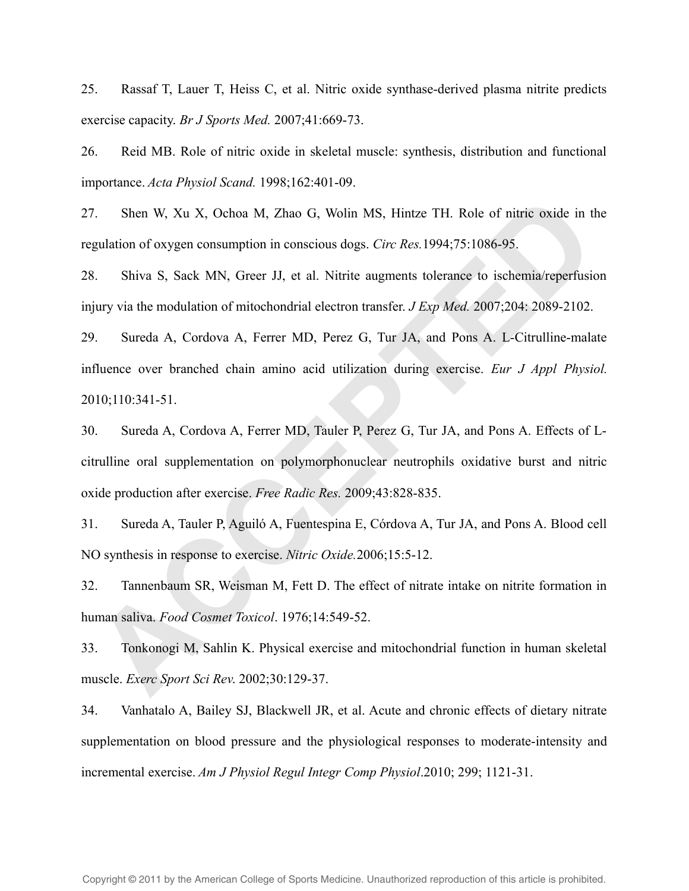25. Rassaf T, Lauer T, Heiss C, et al. Nitric oxide synthase-derived plasma nitrite predicts exercise capacity. *Br J Sports Med.* 2007;41:669-73.

26. Reid MB. Role of nitric oxide in skeletal muscle: synthesis, distribution and functional importance. *Acta Physiol Scand.* 1998;162:401-09.

27. Shen W, Xu X, Ochoa M, Zhao G, Wolin MS, Hintze TH. Role of nitric oxide in the regulation of oxygen consumption in conscious dogs. *Circ Res.*1994;75:1086-95.

28. Shiva S, Sack MN, Greer JJ, et al. Nitrite augments tolerance to ischemia/reperfusion injury via the modulation of mitochondrial electron transfer. *J Exp Med.* 2007;204: 2089-2102.

29. Sureda A, Cordova A, Ferrer MD, Perez G, Tur JA, and Pons A. L-Citrulline-malate influence over branched chain amino acid utilization during exercise. *Eur J Appl Physiol.* 2010;110:341-51.

30. Sureda A, Cordova A, Ferrer MD, Tauler P, Perez G, Tur JA, and Pons A. Effects of L-citrulline oral supplementation on polymorphonuclear neutrophils oxidative burst and nitric oxide production after exercise. *Free Radic Res.* 2009;43:828-835.

31. Sureda A, Tauler P, Aguiló A, Fuentespina E, Córdova A, Tur JA, and Pons A. Blood cell NO synthesis in response to exercise. *Nitric Oxide.*2006;15:5-12.

32. Tannenbaum SR, Weisman M, Fett D. The effect of nitrate intake on nitrite formation in human saliva. *Food Cosmet Toxicol*. 1976;14:549-52.

33. Tonkonogi M, Sahlin K. Physical exercise and mitochondrial function in human skeletal muscle. *Exerc Sport Sci Rev.* 2002;30:129-37.

34. Vanhatalo A, Bailey SJ, Blackwell JR, et al. Acute and chronic effects of dietary nitrate supplementation on blood pressure and the physiological responses to moderate-intensity and incremental exercise. *Am J Physiol Regul Integr Comp Physiol*.2010; 299; 1121-31.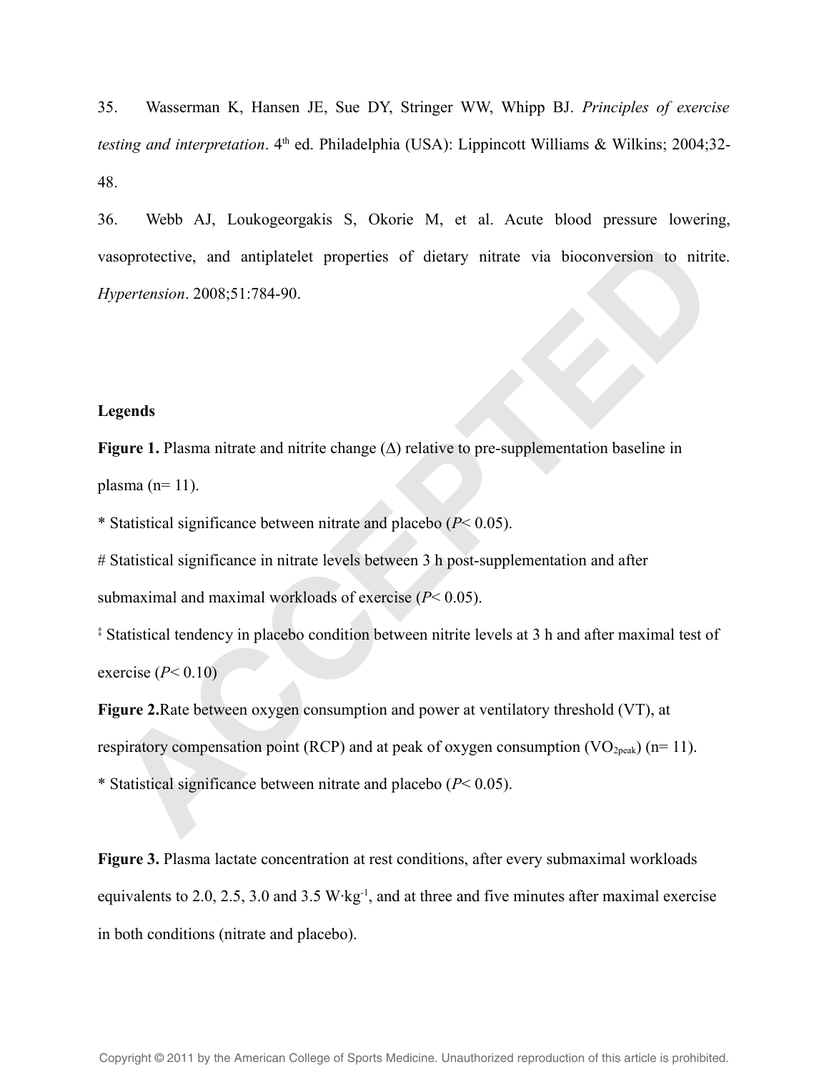35. Wasserman K, Hansen JE, Sue DY, Stringer WW, Whipp BJ. *Principles of exercise testing and interpretation*. 4th ed. Philadelphia (USA): Lippincott Williams & Wilkins; 2004;32-48.

36. Webb AJ, Loukogeorgakis S, Okorie M, et al. Acute blood pressure lowering, vasoprotective, and antiplatelet properties of dietary nitrate via bioconversion to nitrite. *Hypertension*. 2008;51:784-90.

**Legends**

**Figure 1.** Plasma nitrate and nitrite change (Δ) relative to pre-supplementation baseline in plasma (n= 11).

* Statistical significance between nitrate and placebo ($P< 0.05$).

# Statistical significance in nitrate levels between 3 h post-supplementation and after submaximal and maximal workloads of exercise ($P< 0.05$).

‡ Statistical tendency in placebo condition between nitrite levels at 3 h and after maximal test of exercise ($P< 0.10$)

**Figure 2.** Rate between oxygen consumption and power at ventilatory threshold (VT), at respiratory compensation point (RCP) and at peak of oxygen consumption ($VO_{2peak}$) (n= 11).

* Statistical significance between nitrate and placebo ($P< 0.05$).

**Figure 3.** Plasma lactate concentration at rest conditions, after every submaximal workloads equivalents to 2.0, 2.5, 3.0 and 3.5 $W \cdot kg^{-1}$, and at three and five minutes after maximal exercise in both conditions (nitrate and placebo).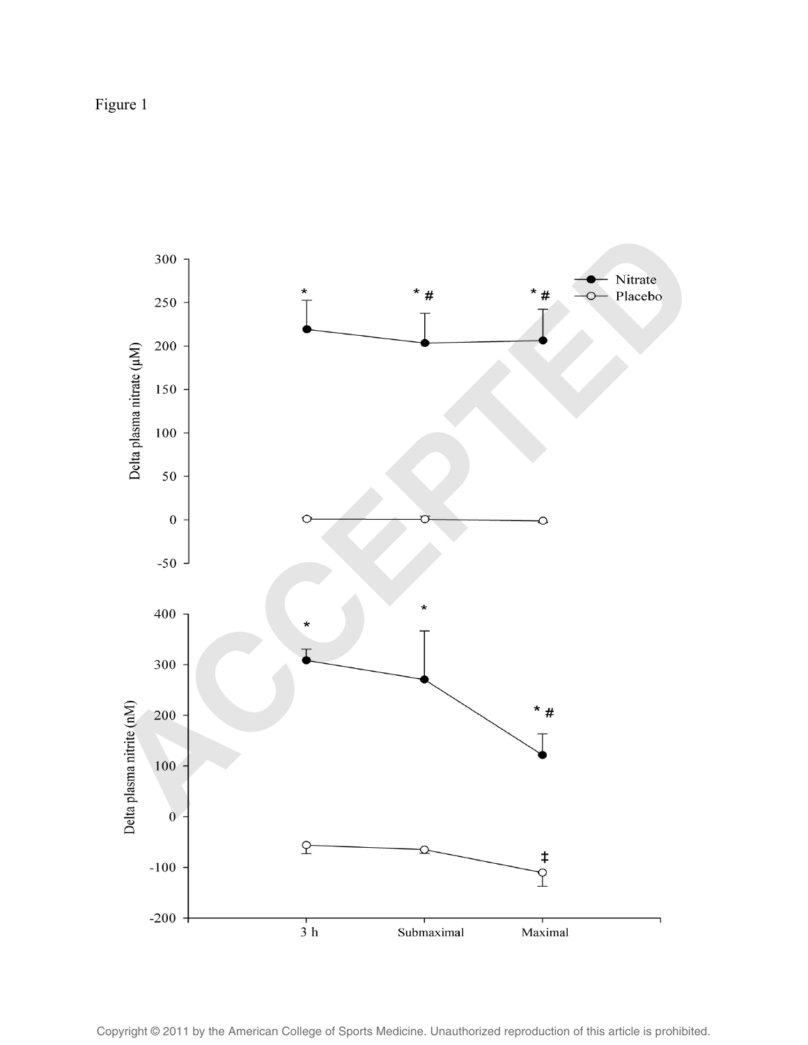Figure 1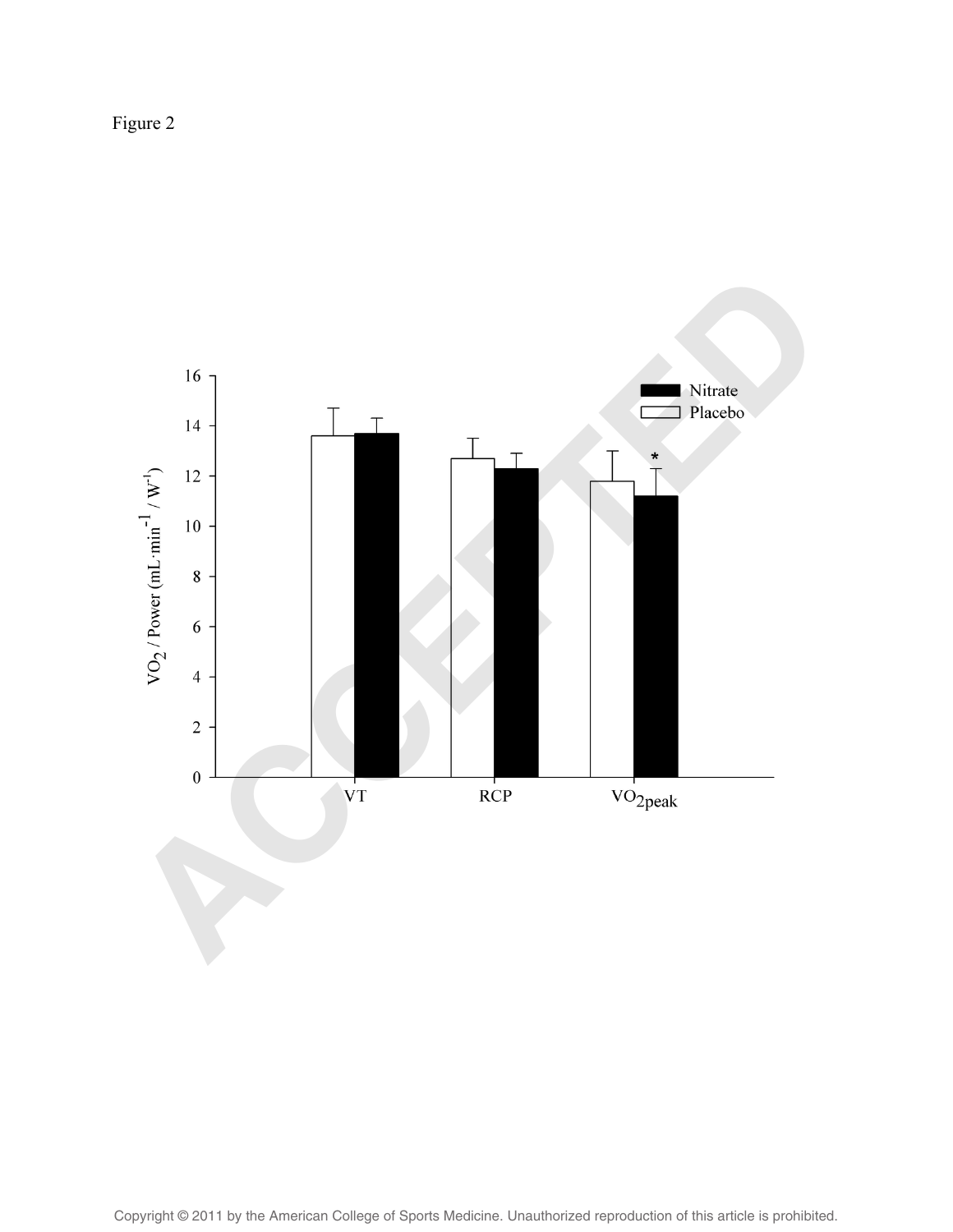Figure 2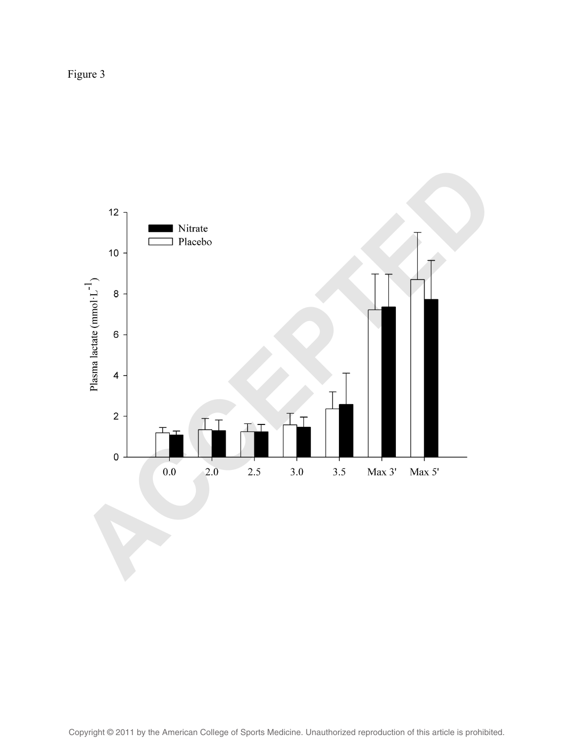Figure 3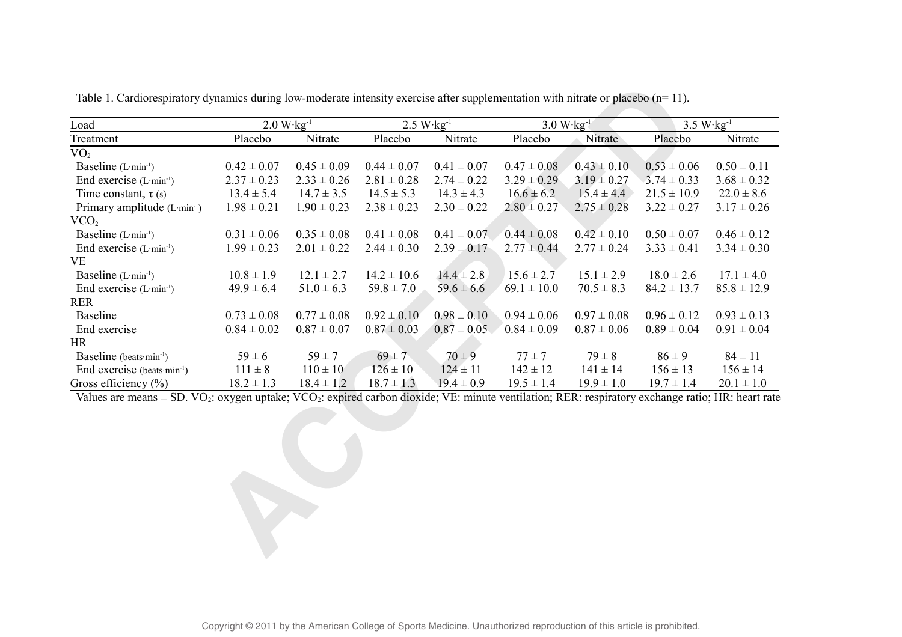Table 1. Cardiorespiratory dynamics during low-moderate intensity exercise after supplementation with nitrate or placebo (n= 11).

| Load | 2.0 W·kg$^{-1}$ | | 2.5 W·kg$^{-1}$ | | 3.0 W·kg$^{-1}$ | | 3.5 W·kg$^{-1}$ | |
|---|---|---|---|---|---|---|---|---|
| Treatment | Placebo | Nitrate | Placebo | Nitrate | Placebo | Nitrate | Placebo | Nitrate |
| $VO_2$ | | | | | | | | |
| Baseline (L·min$^{-1}$) | 0.42 ± 0.07 | 0.45 ± 0.09 | 0.44 ± 0.07 | 0.41 ± 0.07 | 0.47 ± 0.08 | 0.43 ± 0.10 | 0.53 ± 0.06 | 0.50 ± 0.11 |
| End exercise (L·min$^{-1}$) | 2.37 ± 0.23 | 2.33 ± 0.26 | 2.81 ± 0.28 | 2.74 ± 0.22 | 3.29 ± 0.29 | 3.19 ± 0.27 | 3.74 ± 0.33 | 3.68 ± 0.32 |
| Time constant, τ (s) | 13.4 ± 5.4 | 14.7 ± 3.5 | 14.5 ± 5.3 | 14.3 ± 4.3 | 16.6 ± 6.2 | 15.4 ± 4.4 | 21.5 ± 10.9 | 22.0 ± 8.6 |
| Primary amplitude (L·min$^{-1}$) | 1.98 ± 0.21 | 1.90 ± 0.23 | 2.38 ± 0.23 | 2.30 ± 0.22 | 2.80 ± 0.27 | 2.75 ± 0.28 | 3.22 ± 0.27 | 3.17 ± 0.26 |
| $VCO_2$ | | | | | | | | |
| Baseline (L·min$^{-1}$) | 0.31 ± 0.06 | 0.35 ± 0.08 | 0.41 ± 0.08 | 0.41 ± 0.07 | 0.44 ± 0.08 | 0.42 ± 0.10 | 0.50 ± 0.07 | 0.46 ± 0.12 |
| End exercise (L·min$^{-1}$) | 1.99 ± 0.23 | 2.01 ± 0.22 | 2.44 ± 0.30 | 2.39 ± 0.17 | 2.77 ± 0.44 | 2.77 ± 0.24 | 3.33 ± 0.41 | 3.34 ± 0.30 |
| VE | | | | | | | | |
| Baseline (L·min$^{-1}$) | 10.8 ± 1.9 | 12.1 ± 2.7 | 14.2 ± 10.6 | 14.4 ± 2.8 | 15.6 ± 2.7 | 15.1 ± 2.9 | 18.0 ± 2.6 | 17.1 ± 4.0 |
| End exercise (L·min$^{-1}$) | 49.9 ± 6.4 | 51.0 ± 6.3 | 59.8 ± 7.0 | 59.6 ± 6.6 | 69.1 ± 10.0 | 70.5 ± 8.3 | 84.2 ± 13.7 | 85.8 ± 12.9 |
| RER | | | | | | | | |
| Baseline | 0.73 ± 0.08 | 0.77 ± 0.08 | 0.92 ± 0.10 | 0.98 ± 0.10 | 0.94 ± 0.06 | 0.97 ± 0.08 | 0.96 ± 0.12 | 0.93 ± 0.13 |
| End exercise | 0.84 ± 0.02 | 0.87 ± 0.07 | 0.87 ± 0.03 | 0.87 ± 0.05 | 0.84 ± 0.09 | 0.87 ± 0.06 | 0.89 ± 0.04 | 0.91 ± 0.04 |
| HR | | | | | | | | |
| Baseline (beats·min$^{-1}$) | 59 ± 6 | 59 ± 7 | 69 ± 7 | 70 ± 9 | 77 ± 7 | 79 ± 8 | 86 ± 9 | 84 ± 11 |
| End exercise (beats·min$^{-1}$) | 111 ± 8 | 110 ± 10 | 126 ± 10 | 124 ± 11 | 142 ± 12 | 141 ± 14 | 156 ± 13 | 156 ± 14 |
| Gross efficiency (%) | 18.2 ± 1.3 | 18.4 ± 1.2 | 18.7 ± 1.3 | 19.4 ± 0.9 | 19.5 ± 1.4 | 19.9 ± 1.0 | 19.7 ± 1.4 | 20.1 ± 1.0 |

Values are means ± SD. $VO_2$: oxygen uptake; $VCO_2$: expired carbon dioxide; VE: minute ventilation; RER: respiratory exchange ratio; HR: heart rate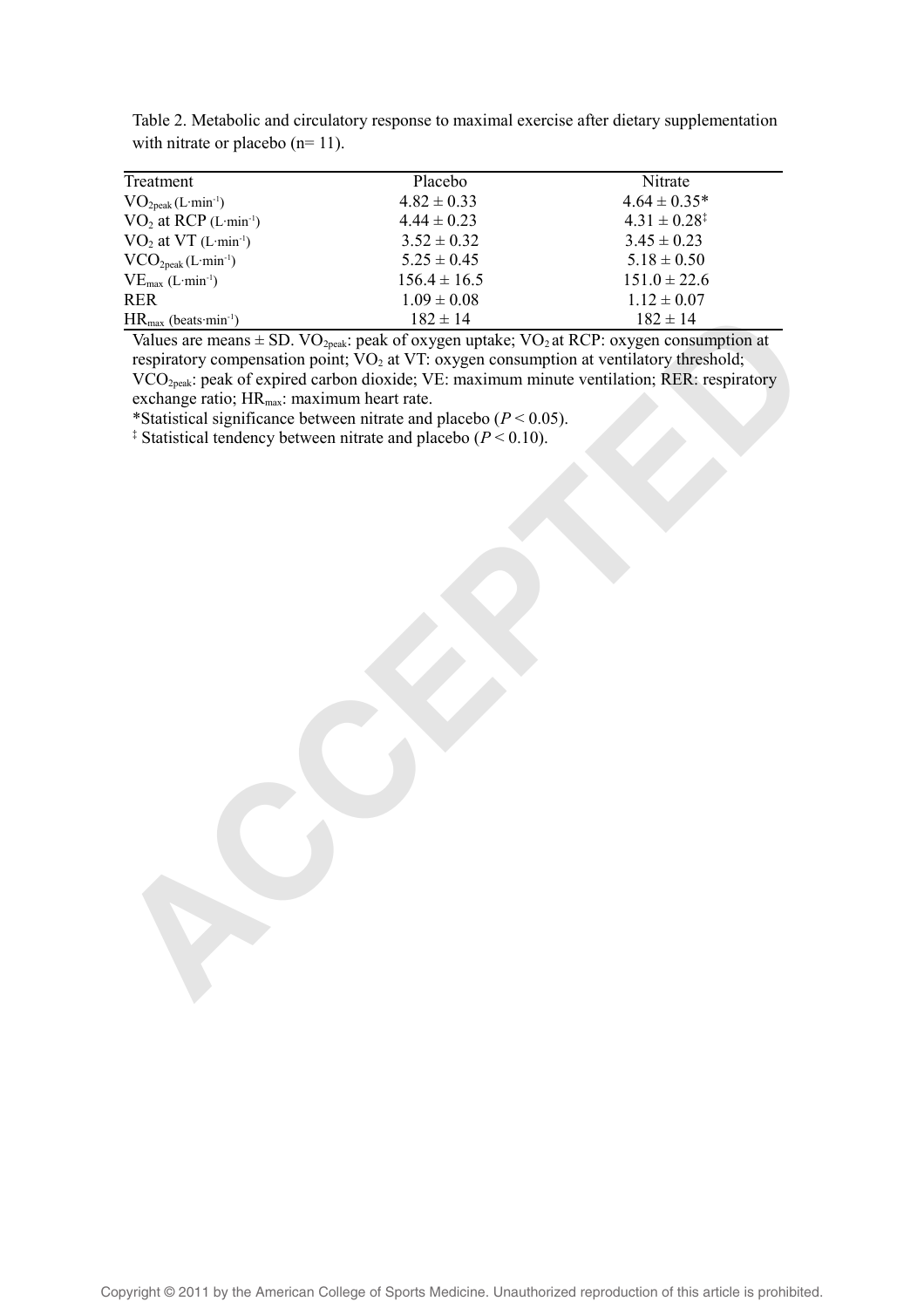Table 2. Metabolic and circulatory response to maximal exercise after dietary supplementation with nitrate or placebo (n= 11).

| Treatment | Placebo | Nitrate |
|---|---|---|
| $VO_{2peak}$ ($L{\cdot}min^{-1}$) | 4.82 ± 0.33 | 4.64 ± 0.35* |
| $VO_2$ at RCP ($L{\cdot}min^{-1}$) | 4.44 ± 0.23 | 4.31 ± 0.28‡ |
| $VO_2$ at VT ($L{\cdot}min^{-1}$) | 3.52 ± 0.32 | 3.45 ± 0.23 |
| $VCO_{2peak}$ ($L{\cdot}min^{-1}$) | 5.25 ± 0.45 | 5.18 ± 0.50 |
| $VE_{max}$ ($L{\cdot}min^{-1}$) | 156.4 ± 16.5 | 151.0 ± 22.6 |
| RER | 1.09 ± 0.08 | 1.12 ± 0.07 |
| $HR_{max}$ ($beats{\cdot}min^{-1}$) | 182 ± 14 | 182 ± 14 |

Values are means ± SD. $VO_{2peak}$: peak of oxygen uptake; $VO_2$ at RCP: oxygen consumption at respiratory compensation point; $VO_2$ at VT: oxygen consumption at ventilatory threshold; $VCO_{2peak}$: peak of expired carbon dioxide; VE: maximum minute ventilation; RER: respiratory exchange ratio; $HR_{max}$: maximum heart rate.

*Statistical significance between nitrate and placebo ($P < 0.05$).

‡ Statistical tendency between nitrate and placebo ($P < 0.10$).